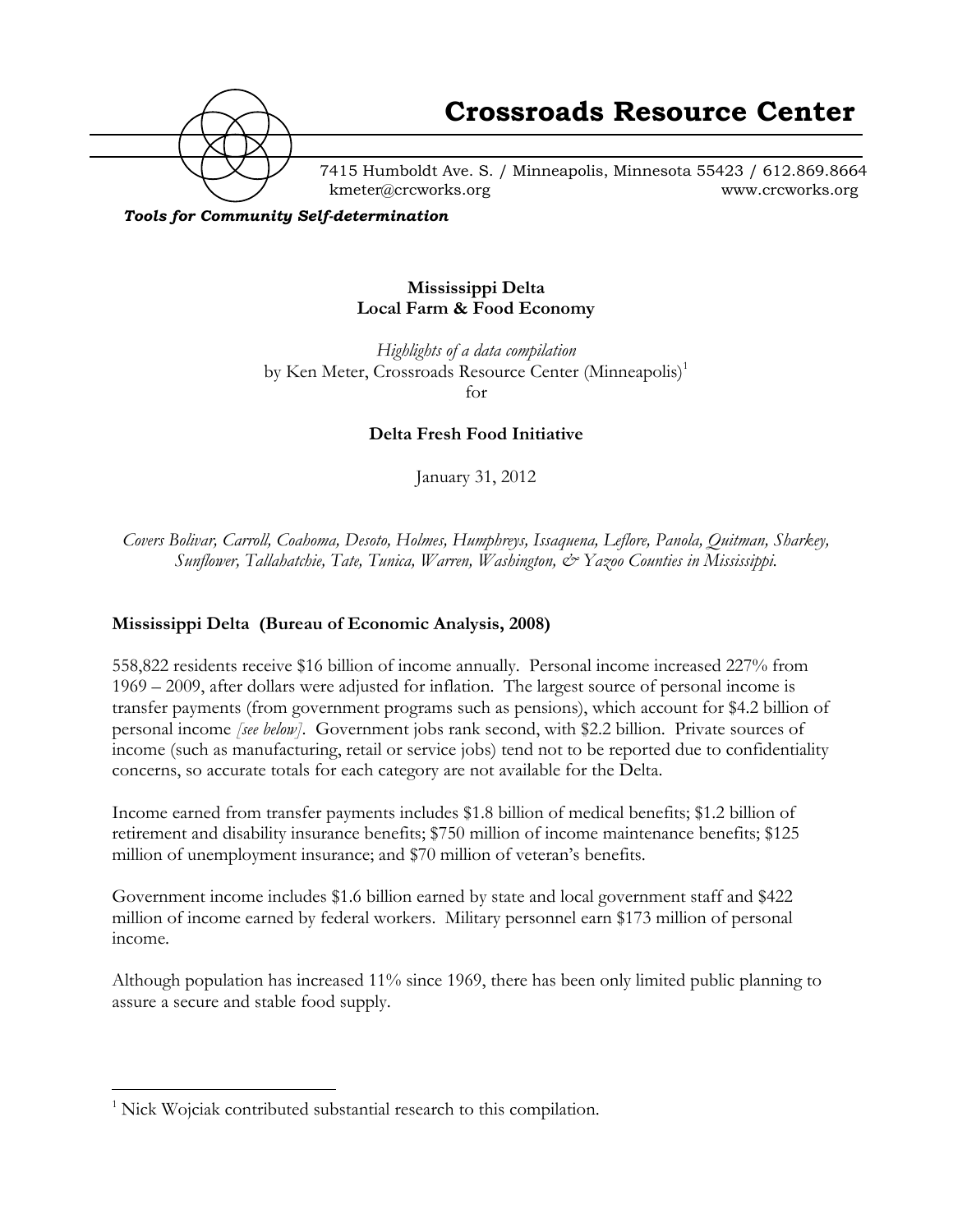# Crossroads Resource Center

7415 Humboldt Ave. S. / Minneapolis, Minnesota 55423 / 612.869.8664
kmeter@crcworks.org www.crcworks.org

***Tools for Community Self-determination***

**Mississippi Delta**
**Local Farm & Food Economy**

*Highlights of a data compilation*
by Ken Meter, Crossroads Resource Center (Minneapolis)[1]
for

**Delta Fresh Food Initiative**

January 31, 2012

*Covers Bolivar, Carroll, Coahoma, Desoto, Holmes, Humphreys, Issaquena, Leflore, Panola, Quitman, Sharkey, Sunflower, Tallahatchie, Tate, Tunica, Warren, Washington, & Yazoo Counties in Mississippi.*

## Mississippi Delta (Bureau of Economic Analysis, 2008)

558,822 residents receive $16 billion of income annually. Personal income increased 227% from 1969 – 2009, after dollars were adjusted for inflation. The largest source of personal income is transfer payments (from government programs such as pensions), which account for $4.2 billion of personal income *[see below]*. Government jobs rank second, with $2.2 billion. Private sources of income (such as manufacturing, retail or service jobs) tend not to be reported due to confidentiality concerns, so accurate totals for each category are not available for the Delta.

Income earned from transfer payments includes $1.8 billion of medical benefits; $1.2 billion of retirement and disability insurance benefits; $750 million of income maintenance benefits; $125 million of unemployment insurance; and $70 million of veteran's benefits.

Government income includes $1.6 billion earned by state and local government staff and $422 million of income earned by federal workers. Military personnel earn $173 million of personal income.

Although population has increased 11% since 1969, there has been only limited public planning to assure a secure and stable food supply.

[1] Nick Wojciak contributed substantial research to this compilation.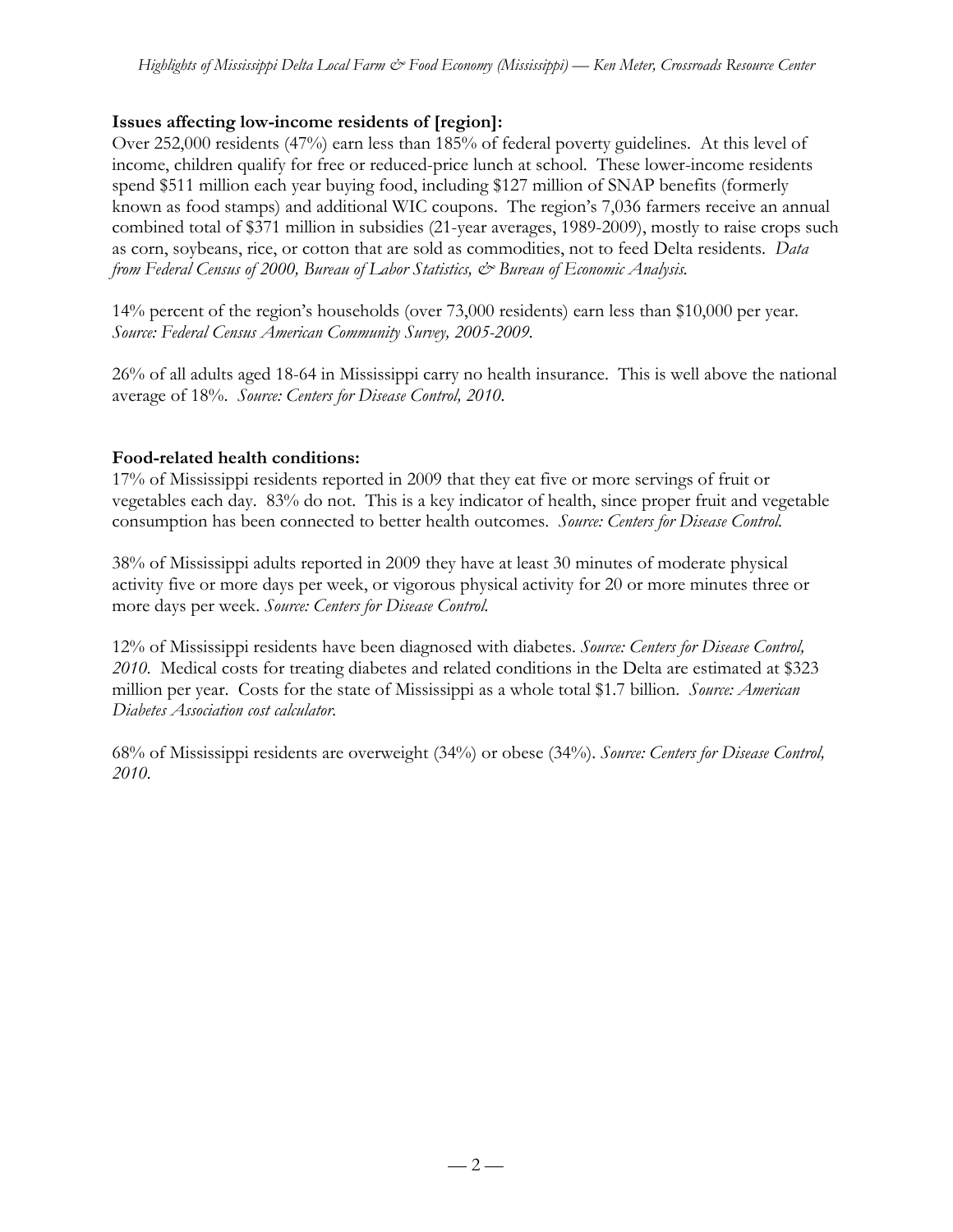**Issues affecting low-income residents of [region]:**

Over 252,000 residents (47%) earn less than 185% of federal poverty guidelines. At this level of income, children qualify for free or reduced-price lunch at school. These lower-income residents spend $511 million each year buying food, including $127 million of SNAP benefits (formerly known as food stamps) and additional WIC coupons. The region's 7,036 farmers receive an annual combined total of $371 million in subsidies (21-year averages, 1989-2009), mostly to raise crops such as corn, soybeans, rice, or cotton that are sold as commodities, not to feed Delta residents. *Data from Federal Census of 2000, Bureau of Labor Statistics, & Bureau of Economic Analysis.*

14% percent of the region's households (over 73,000 residents) earn less than $10,000 per year. *Source: Federal Census American Community Survey, 2005-2009.*

26% of all adults aged 18-64 in Mississippi carry no health insurance. This is well above the national average of 18%. *Source: Centers for Disease Control, 2010.*

**Food-related health conditions:**

17% of Mississippi residents reported in 2009 that they eat five or more servings of fruit or vegetables each day. 83% do not. This is a key indicator of health, since proper fruit and vegetable consumption has been connected to better health outcomes. *Source: Centers for Disease Control.*

38% of Mississippi adults reported in 2009 they have at least 30 minutes of moderate physical activity five or more days per week, or vigorous physical activity for 20 or more minutes three or more days per week. *Source: Centers for Disease Control.*

12% of Mississippi residents have been diagnosed with diabetes. *Source: Centers for Disease Control, 2010.* Medical costs for treating diabetes and related conditions in the Delta are estimated at $323 million per year. Costs for the state of Mississippi as a whole total $1.7 billion. *Source: American Diabetes Association cost calculator.*

68% of Mississippi residents are overweight (34%) or obese (34%). *Source: Centers for Disease Control, 2010.*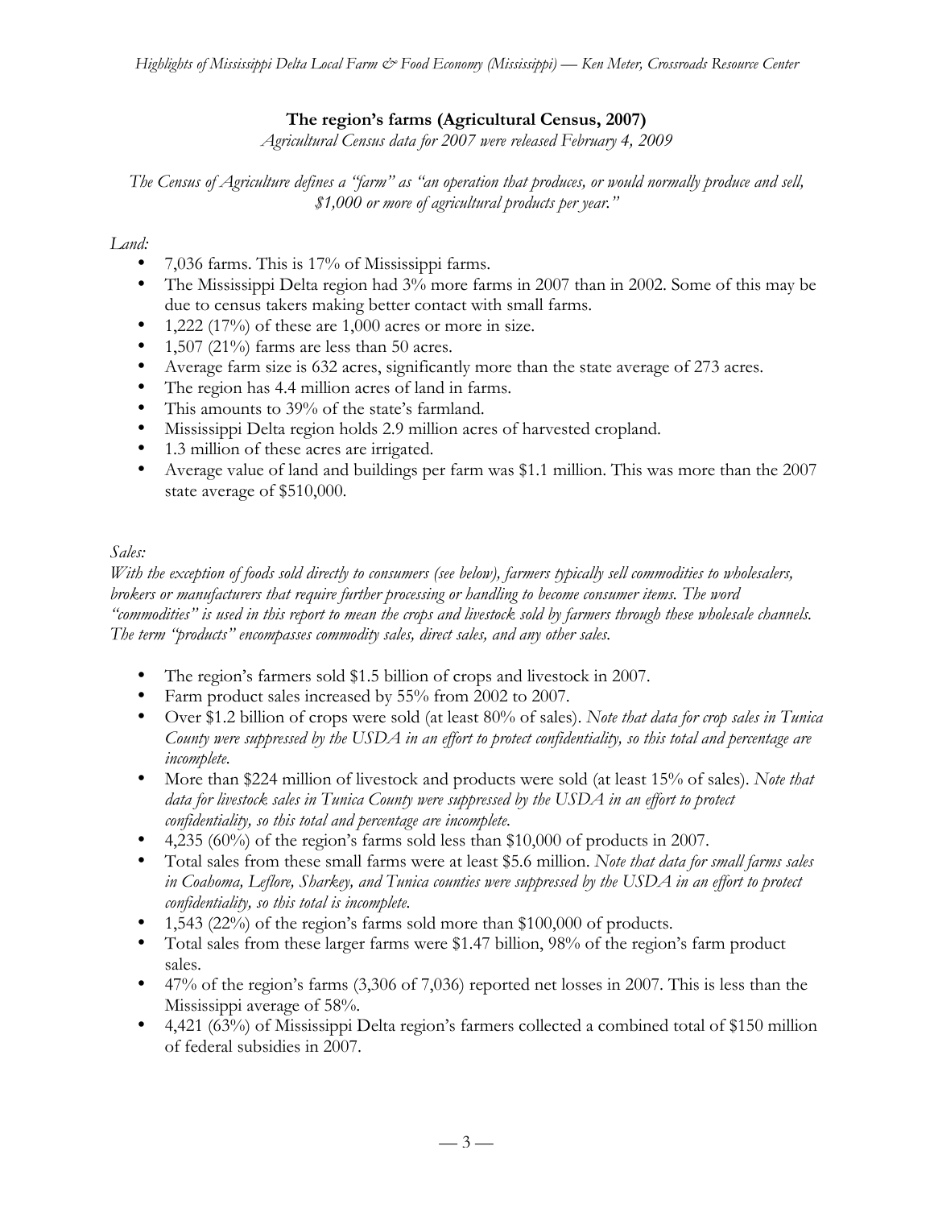## The region's farms (Agricultural Census, 2007)

*Agricultural Census data for 2007 were released February 4, 2009*

*The Census of Agriculture defines a "farm" as "an operation that produces, or would normally produce and sell, $1,000 or more of agricultural products per year."*

*Land:*

- 7,036 farms. This is 17% of Mississippi farms.
- The Mississippi Delta region had 3% more farms in 2007 than in 2002. Some of this may be due to census takers making better contact with small farms.
- 1,222 (17%) of these are 1,000 acres or more in size.
- 1,507 (21%) farms are less than 50 acres.
- Average farm size is 632 acres, significantly more than the state average of 273 acres.
- The region has 4.4 million acres of land in farms.
- This amounts to 39% of the state's farmland.
- Mississippi Delta region holds 2.9 million acres of harvested cropland.
- 1.3 million of these acres are irrigated.
- Average value of land and buildings per farm was $1.1 million. This was more than the 2007 state average of $510,000.

*Sales:*

*With the exception of foods sold directly to consumers (see below), farmers typically sell commodities to wholesalers, brokers or manufacturers that require further processing or handling to become consumer items. The word "commodities" is used in this report to mean the crops and livestock sold by farmers through these wholesale channels. The term "products" encompasses commodity sales, direct sales, and any other sales.*

- The region's farmers sold $1.5 billion of crops and livestock in 2007.
- Farm product sales increased by 55% from 2002 to 2007.
- Over $1.2 billion of crops were sold (at least 80% of sales). *Note that data for crop sales in Tunica County were suppressed by the USDA in an effort to protect confidentiality, so this total and percentage are incomplete.*
- More than $224 million of livestock and products were sold (at least 15% of sales). *Note that data for livestock sales in Tunica County were suppressed by the USDA in an effort to protect confidentiality, so this total and percentage are incomplete.*
- 4,235 (60%) of the region's farms sold less than $10,000 of products in 2007.
- Total sales from these small farms were at least $5.6 million. *Note that data for small farms sales in Coahoma, Leflore, Sharkey, and Tunica counties were suppressed by the USDA in an effort to protect confidentiality, so this total is incomplete.*
- 1,543 (22%) of the region's farms sold more than $100,000 of products.
- Total sales from these larger farms were $1.47 billion, 98% of the region's farm product sales.
- 47% of the region's farms (3,306 of 7,036) reported net losses in 2007. This is less than the Mississippi average of 58%.
- 4,421 (63%) of Mississippi Delta region's farmers collected a combined total of $150 million of federal subsidies in 2007.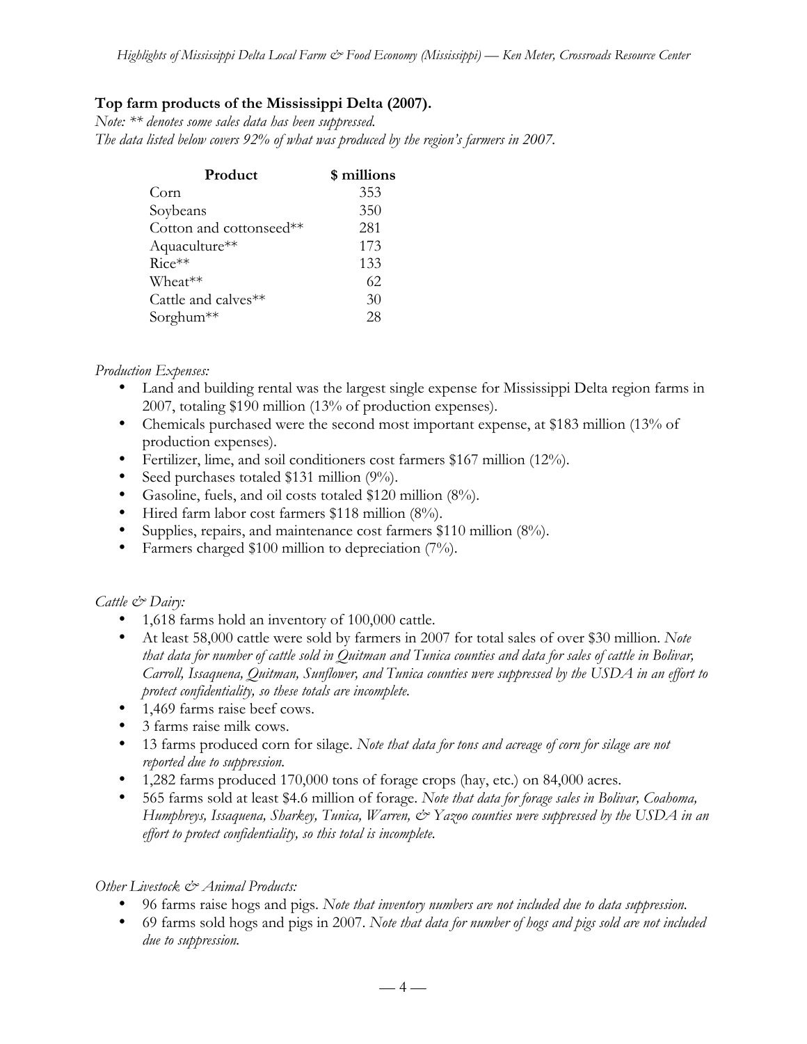**Top farm products of the Mississippi Delta (2007).**

*Note: ** denotes some sales data has been suppressed.*
*The data listed below covers 92% of what was produced by the region's farmers in 2007.*

| Product | $ millions |
|---|---|
| Corn | 353 |
| Soybeans | 350 |
| Cotton and cottonseed** | 281 |
| Aquaculture** | 173 |
| Rice** | 133 |
| Wheat** | 62 |
| Cattle and calves** | 30 |
| Sorghum** | 28 |

*Production Expenses:*

- Land and building rental was the largest single expense for Mississippi Delta region farms in 2007, totaling $190 million (13% of production expenses).
- Chemicals purchased were the second most important expense, at $183 million (13% of production expenses).
- Fertilizer, lime, and soil conditioners cost farmers $167 million (12%).
- Seed purchases totaled $131 million (9%).
- Gasoline, fuels, and oil costs totaled $120 million (8%).
- Hired farm labor cost farmers $118 million (8%).
- Supplies, repairs, and maintenance cost farmers $110 million (8%).
- Farmers charged $100 million to depreciation (7%).

*Cattle & Dairy:*

- 1,618 farms hold an inventory of 100,000 cattle.
- At least 58,000 cattle were sold by farmers in 2007 for total sales of over $30 million. *Note that data for number of cattle sold in Quitman and Tunica counties and data for sales of cattle in Bolivar, Carroll, Issaquena, Quitman, Sunflower, and Tunica counties were suppressed by the USDA in an effort to protect confidentiality, so these totals are incomplete.*
- 1,469 farms raise beef cows.
- 3 farms raise milk cows.
- 13 farms produced corn for silage. *Note that data for tons and acreage of corn for silage are not reported due to suppression.*
- 1,282 farms produced 170,000 tons of forage crops (hay, etc.) on 84,000 acres.
- 565 farms sold at least $4.6 million of forage. *Note that data for forage sales in Bolivar, Coahoma, Humphreys, Issaquena, Sharkey, Tunica, Warren, & Yazoo counties were suppressed by the USDA in an effort to protect confidentiality, so this total is incomplete.*

*Other Livestock & Animal Products:*

- 96 farms raise hogs and pigs. *Note that inventory numbers are not included due to data suppression.*
- 69 farms sold hogs and pigs in 2007. *Note that data for number of hogs and pigs sold are not included due to suppression.*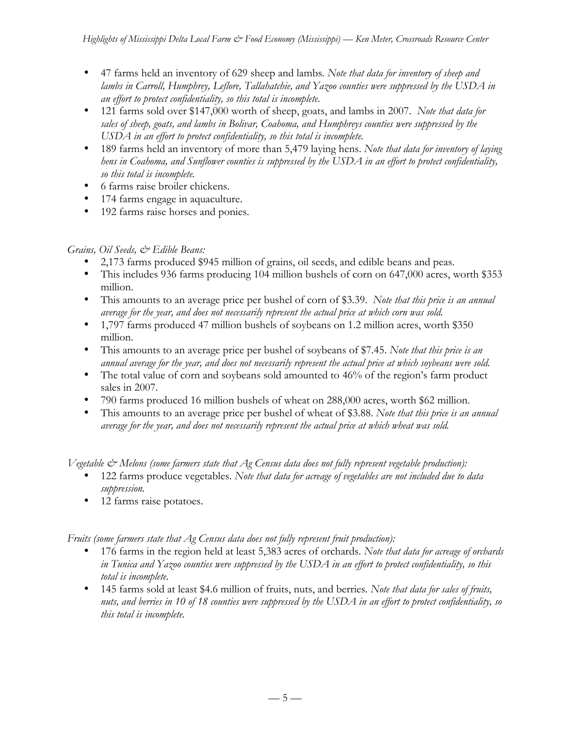- 47 farms held an inventory of 629 sheep and lambs. *Note that data for inventory of sheep and lambs in Carroll, Humphrey, Leflore, Tallahatchie, and Yazoo counties were suppressed by the USDA in an effort to protect confidentiality, so this total is incomplete.*
- 121 farms sold over $147,000 worth of sheep, goats, and lambs in 2007. *Note that data for sales of sheep, goats, and lambs in Bolivar, Coahoma, and Humphreys counties were suppressed by the USDA in an effort to protect confidentiality, so this total is incomplete.*
- 189 farms held an inventory of more than 5,479 laying hens. *Note that data for inventory of laying hens in Coahoma, and Sunflower counties is suppressed by the USDA in an effort to protect confidentiality, so this total is incomplete.*
- 6 farms raise broiler chickens.
- 174 farms engage in aquaculture.
- 192 farms raise horses and ponies.

*Grains, Oil Seeds, & Edible Beans:*

- 2,173 farms produced $945 million of grains, oil seeds, and edible beans and peas.
- This includes 936 farms producing 104 million bushels of corn on 647,000 acres, worth $353 million.
- This amounts to an average price per bushel of corn of $3.39. *Note that this price is an annual average for the year, and does not necessarily represent the actual price at which corn was sold.*
- 1,797 farms produced 47 million bushels of soybeans on 1.2 million acres, worth $350 million.
- This amounts to an average price per bushel of soybeans of $7.45. *Note that this price is an annual average for the year, and does not necessarily represent the actual price at which soybeans were sold.*
- The total value of corn and soybeans sold amounted to 46% of the region's farm product sales in 2007.
- 790 farms produced 16 million bushels of wheat on 288,000 acres, worth $62 million.
- This amounts to an average price per bushel of wheat of $3.88. *Note that this price is an annual average for the year, and does not necessarily represent the actual price at which wheat was sold.*

*Vegetable & Melons (some farmers state that Ag Census data does not fully represent vegetable production):*

- 122 farms produce vegetables. *Note that data for acreage of vegetables are not included due to data suppression.*
- 12 farms raise potatoes.

*Fruits (some farmers state that Ag Census data does not fully represent fruit production):*

- 176 farms in the region held at least 5,383 acres of orchards. *Note that data for acreage of orchards in Tunica and Yazoo counties were suppressed by the USDA in an effort to protect confidentiality, so this total is incomplete.*
- 145 farms sold at least $4.6 million of fruits, nuts, and berries. *Note that data for sales of fruits, nuts, and berries in 10 of 18 counties were suppressed by the USDA in an effort to protect confidentiality, so this total is incomplete.*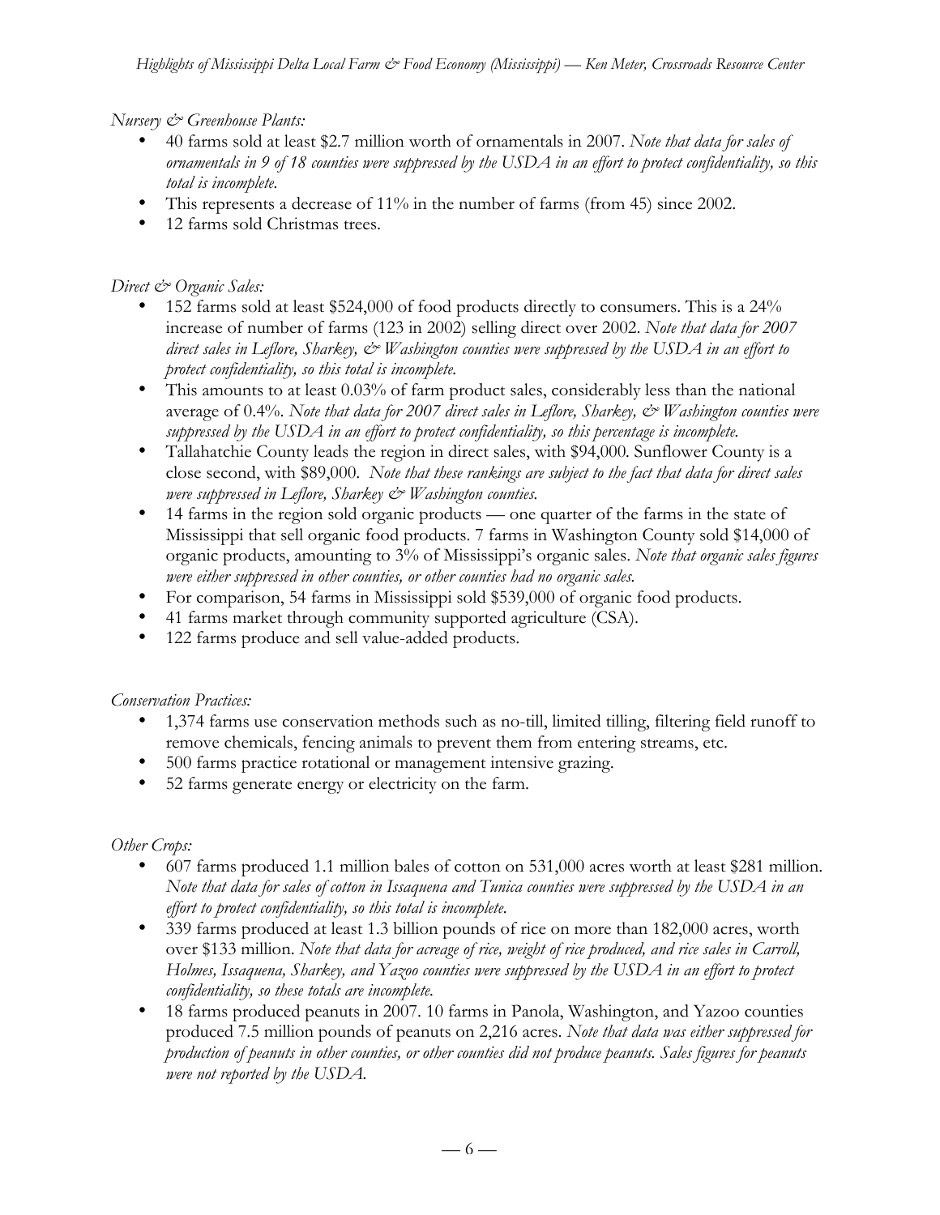*Nursery & Greenhouse Plants:*

- 40 farms sold at least $2.7 million worth of ornamentals in 2007. *Note that data for sales of ornamentals in 9 of 18 counties were suppressed by the USDA in an effort to protect confidentiality, so this total is incomplete.*
- This represents a decrease of 11% in the number of farms (from 45) since 2002.
- 12 farms sold Christmas trees.

*Direct & Organic Sales:*

- 152 farms sold at least $524,000 of food products directly to consumers. This is a 24% increase of number of farms (123 in 2002) selling direct over 2002. *Note that data for 2007 direct sales in Leflore, Sharkey, & Washington counties were suppressed by the USDA in an effort to protect confidentiality, so this total is incomplete.*
- This amounts to at least 0.03% of farm product sales, considerably less than the national average of 0.4%. *Note that data for 2007 direct sales in Leflore, Sharkey, & Washington counties were suppressed by the USDA in an effort to protect confidentiality, so this percentage is incomplete.*
- Tallahatchie County leads the region in direct sales, with $94,000. Sunflower County is a close second, with $89,000. *Note that these rankings are subject to the fact that data for direct sales were suppressed in Leflore, Sharkey & Washington counties.*
- 14 farms in the region sold organic products — one quarter of the farms in the state of Mississippi that sell organic food products. 7 farms in Washington County sold $14,000 of organic products, amounting to 3% of Mississippi's organic sales. *Note that organic sales figures were either suppressed in other counties, or other counties had no organic sales.*
- For comparison, 54 farms in Mississippi sold $539,000 of organic food products.
- 41 farms market through community supported agriculture (CSA).
- 122 farms produce and sell value-added products.

*Conservation Practices:*

- 1,374 farms use conservation methods such as no-till, limited tilling, filtering field runoff to remove chemicals, fencing animals to prevent them from entering streams, etc.
- 500 farms practice rotational or management intensive grazing.
- 52 farms generate energy or electricity on the farm.

*Other Crops:*

- 607 farms produced 1.1 million bales of cotton on 531,000 acres worth at least $281 million. *Note that data for sales of cotton in Issaquena and Tunica counties were suppressed by the USDA in an effort to protect confidentiality, so this total is incomplete.*
- 339 farms produced at least 1.3 billion pounds of rice on more than 182,000 acres, worth over $133 million. *Note that data for acreage of rice, weight of rice produced, and rice sales in Carroll, Holmes, Issaquena, Sharkey, and Yazoo counties were suppressed by the USDA in an effort to protect confidentiality, so these totals are incomplete.*
- 18 farms produced peanuts in 2007. 10 farms in Panola, Washington, and Yazoo counties produced 7.5 million pounds of peanuts on 2,216 acres. *Note that data was either suppressed for production of peanuts in other counties, or other counties did not produce peanuts. Sales figures for peanuts were not reported by the USDA.*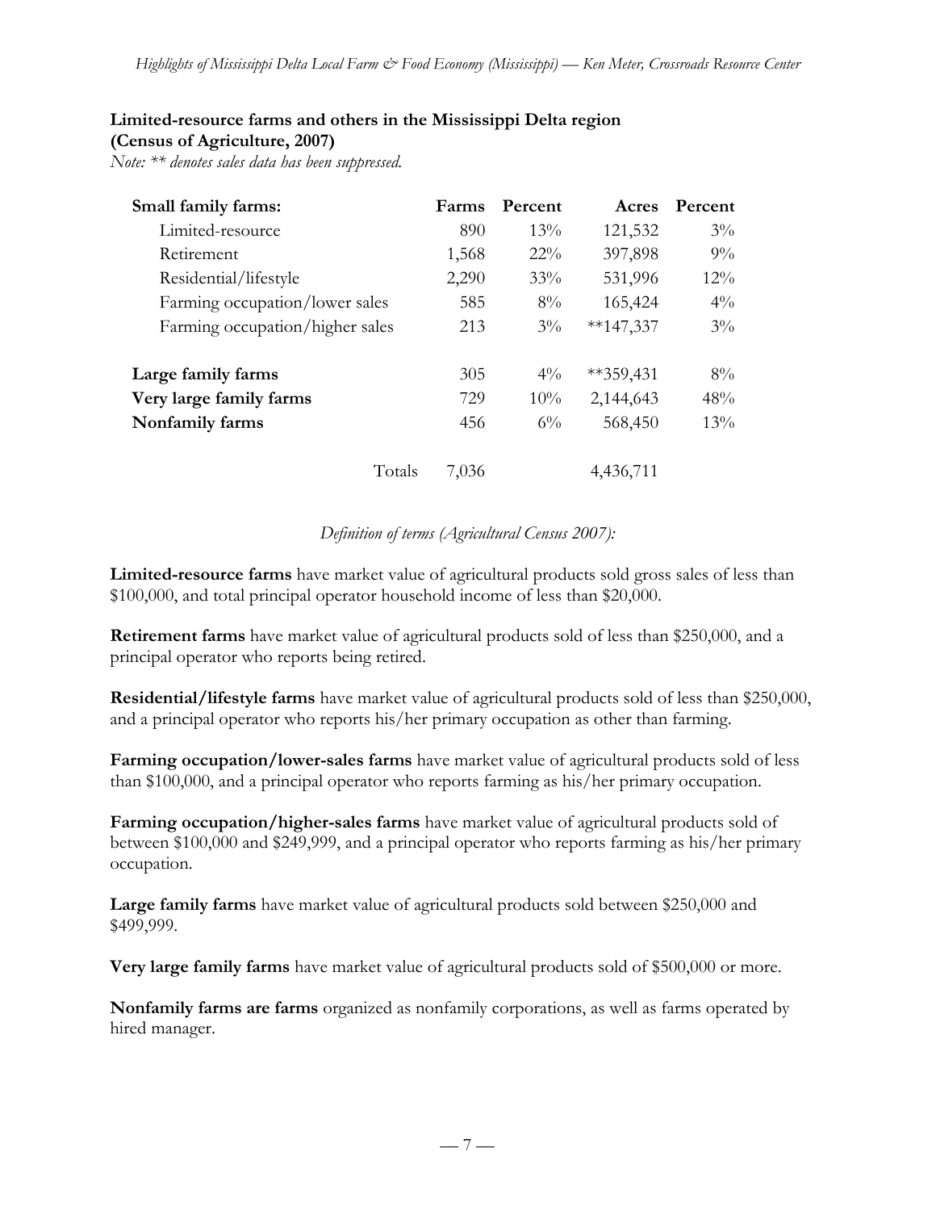**Limited-resource farms and others in the Mississippi Delta region (Census of Agriculture, 2007)**

*Note: ** denotes sales data has been suppressed.*

| Small family farms: | Farms | Percent | Acres | Percent |
|---|---|---|---|---|
| Limited-resource | 890 | 13% | 121,532 | 3% |
| Retirement | 1,568 | 22% | 397,898 | 9% |
| Residential/lifestyle | 2,290 | 33% | 531,996 | 12% |
| Farming occupation/lower sales | 585 | 8% | 165,424 | 4% |
| Farming occupation/higher sales | 213 | 3% | **147,337 | 3% |
| **Large family farms** | 305 | 4% | **359,431 | 8% |
| **Very large family farms** | 729 | 10% | 2,144,643 | 48% |
| **Nonfamily farms** | 456 | 6% | 568,450 | 13% |
| Totals | 7,036 | | 4,436,711 | |

*Definition of terms (Agricultural Census 2007):*

**Limited-resource farms** have market value of agricultural products sold gross sales of less than $100,000, and total principal operator household income of less than $20,000.

**Retirement farms** have market value of agricultural products sold of less than $250,000, and a principal operator who reports being retired.

**Residential/lifestyle farms** have market value of agricultural products sold of less than $250,000, and a principal operator who reports his/her primary occupation as other than farming.

**Farming occupation/lower-sales farms** have market value of agricultural products sold of less than $100,000, and a principal operator who reports farming as his/her primary occupation.

**Farming occupation/higher-sales farms** have market value of agricultural products sold of between $100,000 and $249,999, and a principal operator who reports farming as his/her primary occupation.

**Large family farms** have market value of agricultural products sold between $250,000 and $499,999.

**Very large family farms** have market value of agricultural products sold of $500,000 or more.

**Nonfamily farms are farms** organized as nonfamily corporations, as well as farms operated by hired manager.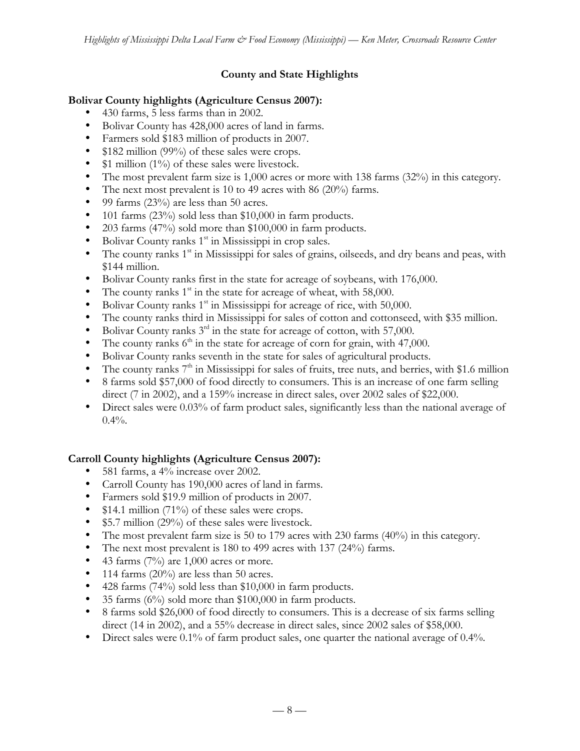### County and State Highlights

**Bolivar County highlights (Agriculture Census 2007):**

- 430 farms, 5 less farms than in 2002.
- Bolivar County has 428,000 acres of land in farms.
- Farmers sold $183 million of products in 2007.
- $182 million (99%) of these sales were crops.
- $1 million (1%) of these sales were livestock.
- The most prevalent farm size is 1,000 acres or more with 138 farms (32%) in this category.
- The next most prevalent is 10 to 49 acres with 86 (20%) farms.
- 99 farms (23%) are less than 50 acres.
- 101 farms (23%) sold less than $10,000 in farm products.
- 203 farms (47%) sold more than $100,000 in farm products.
- Bolivar County ranks 1st in Mississippi in crop sales.
- The county ranks 1st in Mississippi for sales of grains, oilseeds, and dry beans and peas, with $144 million.
- Bolivar County ranks first in the state for acreage of soybeans, with 176,000.
- The county ranks 1st in the state for acreage of wheat, with 58,000.
- Bolivar County ranks 1st in Mississippi for acreage of rice, with 50,000.
- The county ranks third in Mississippi for sales of cotton and cottonseed, with $35 million.
- Bolivar County ranks 3rd in the state for acreage of cotton, with 57,000.
- The county ranks 6th in the state for acreage of corn for grain, with 47,000.
- Bolivar County ranks seventh in the state for sales of agricultural products.
- The county ranks 7th in Mississippi for sales of fruits, tree nuts, and berries, with $1.6 million
- 8 farms sold $57,000 of food directly to consumers. This is an increase of one farm selling direct (7 in 2002), and a 159% increase in direct sales, over 2002 sales of $22,000.
- Direct sales were 0.03% of farm product sales, significantly less than the national average of 0.4%.

**Carroll County highlights (Agriculture Census 2007):**

- 581 farms, a 4% increase over 2002.
- Carroll County has 190,000 acres of land in farms.
- Farmers sold $19.9 million of products in 2007.
- $14.1 million (71%) of these sales were crops.
- $5.7 million (29%) of these sales were livestock.
- The most prevalent farm size is 50 to 179 acres with 230 farms (40%) in this category.
- The next most prevalent is 180 to 499 acres with 137 (24%) farms.
- 43 farms (7%) are 1,000 acres or more.
- 114 farms (20%) are less than 50 acres.
- 428 farms (74%) sold less than $10,000 in farm products.
- 35 farms (6%) sold more than $100,000 in farm products.
- 8 farms sold $26,000 of food directly to consumers. This is a decrease of six farms selling direct (14 in 2002), and a 55% decrease in direct sales, since 2002 sales of $58,000.
- Direct sales were 0.1% of farm product sales, one quarter the national average of 0.4%.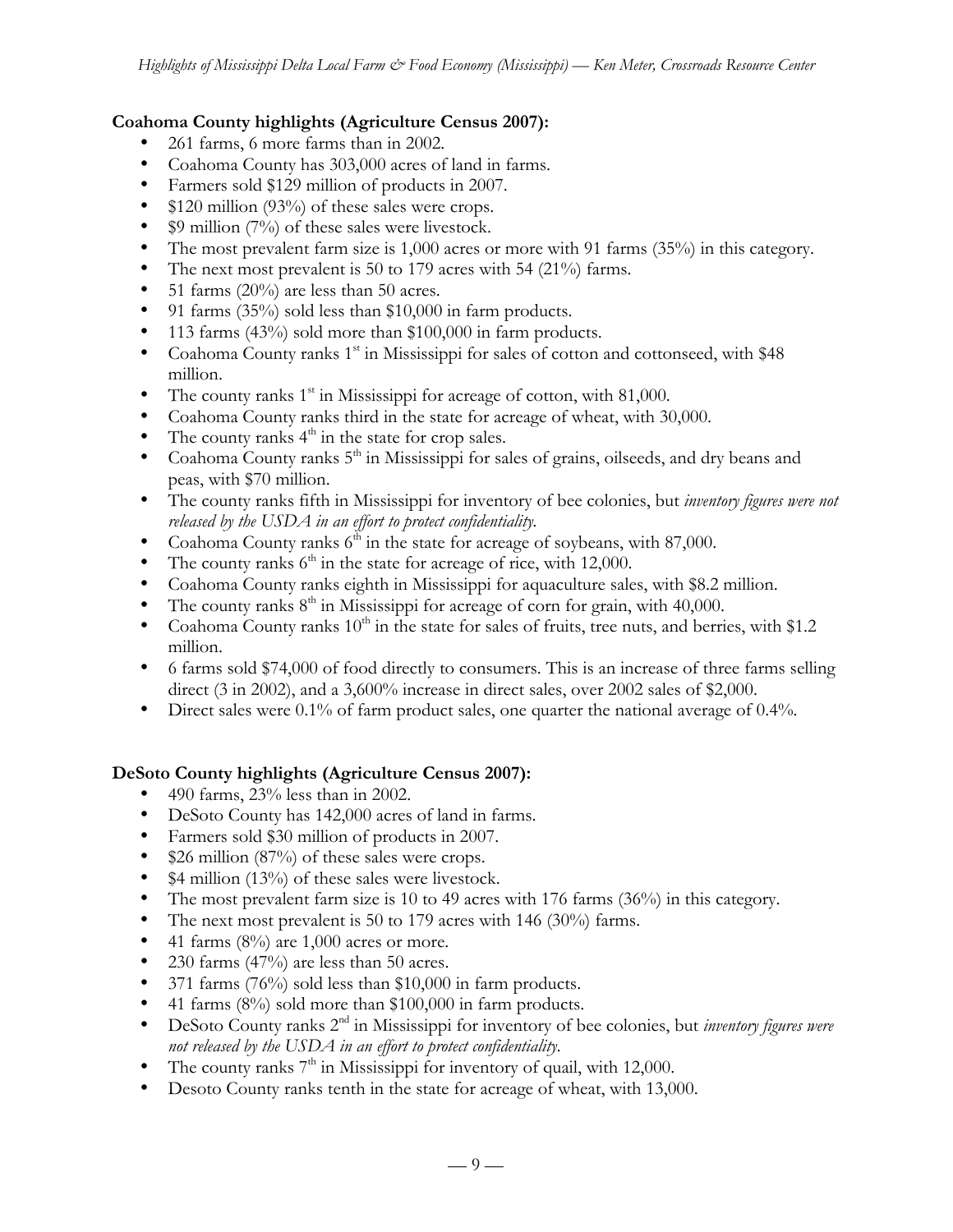**Coahoma County highlights (Agriculture Census 2007):**

- 261 farms, 6 more farms than in 2002.
- Coahoma County has 303,000 acres of land in farms.
- Farmers sold $129 million of products in 2007.
- $120 million (93%) of these sales were crops.
- $9 million (7%) of these sales were livestock.
- The most prevalent farm size is 1,000 acres or more with 91 farms (35%) in this category.
- The next most prevalent is 50 to 179 acres with 54 (21%) farms.
- 51 farms (20%) are less than 50 acres.
- 91 farms (35%) sold less than $10,000 in farm products.
- 113 farms (43%) sold more than $100,000 in farm products.
- Coahoma County ranks 1st in Mississippi for sales of cotton and cottonseed, with $48 million.
- The county ranks 1st in Mississippi for acreage of cotton, with 81,000.
- Coahoma County ranks third in the state for acreage of wheat, with 30,000.
- The county ranks 4th in the state for crop sales.
- Coahoma County ranks 5th in Mississippi for sales of grains, oilseeds, and dry beans and peas, with $70 million.
- The county ranks fifth in Mississippi for inventory of bee colonies, but *inventory figures were not released by the USDA in an effort to protect confidentiality.*
- Coahoma County ranks 6th in the state for acreage of soybeans, with 87,000.
- The county ranks 6th in the state for acreage of rice, with 12,000.
- Coahoma County ranks eighth in Mississippi for aquaculture sales, with $8.2 million.
- The county ranks 8th in Mississippi for acreage of corn for grain, with 40,000.
- Coahoma County ranks 10th in the state for sales of fruits, tree nuts, and berries, with $1.2 million.
- 6 farms sold $74,000 of food directly to consumers. This is an increase of three farms selling direct (3 in 2002), and a 3,600% increase in direct sales, over 2002 sales of $2,000.
- Direct sales were 0.1% of farm product sales, one quarter the national average of 0.4%.

**DeSoto County highlights (Agriculture Census 2007):**

- 490 farms, 23% less than in 2002.
- DeSoto County has 142,000 acres of land in farms.
- Farmers sold $30 million of products in 2007.
- $26 million (87%) of these sales were crops.
- $4 million (13%) of these sales were livestock.
- The most prevalent farm size is 10 to 49 acres with 176 farms (36%) in this category.
- The next most prevalent is 50 to 179 acres with 146 (30%) farms.
- 41 farms (8%) are 1,000 acres or more.
- 230 farms (47%) are less than 50 acres.
- 371 farms (76%) sold less than $10,000 in farm products.
- 41 farms (8%) sold more than $100,000 in farm products.
- DeSoto County ranks 2nd in Mississippi for inventory of bee colonies, but *inventory figures were not released by the USDA in an effort to protect confidentiality.*
- The county ranks 7th in Mississippi for inventory of quail, with 12,000.
- Desoto County ranks tenth in the state for acreage of wheat, with 13,000.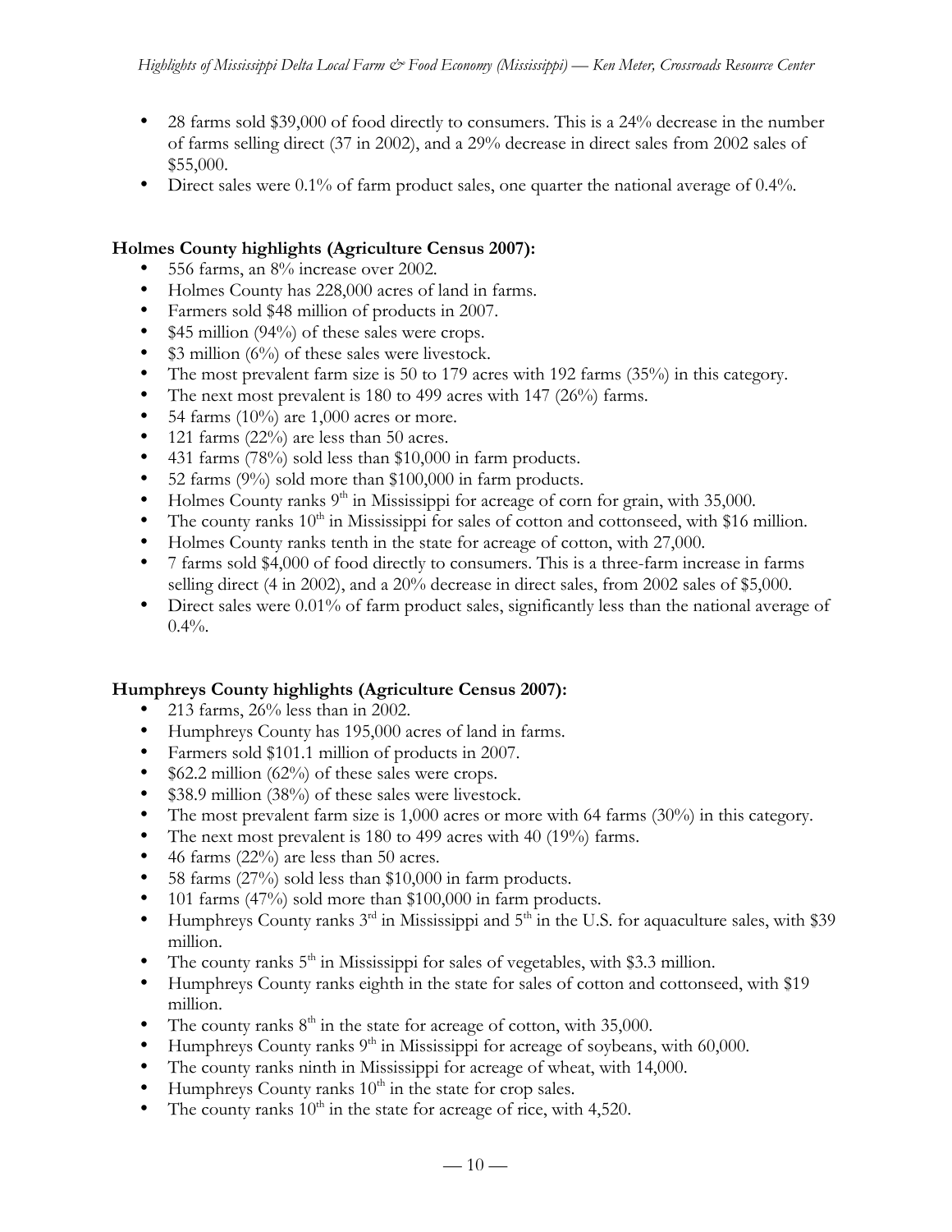- 28 farms sold $39,000 of food directly to consumers. This is a 24% decrease in the number of farms selling direct (37 in 2002), and a 29% decrease in direct sales from 2002 sales of $55,000.
- Direct sales were 0.1% of farm product sales, one quarter the national average of 0.4%.

**Holmes County highlights (Agriculture Census 2007):**

- 556 farms, an 8% increase over 2002.
- Holmes County has 228,000 acres of land in farms.
- Farmers sold $48 million of products in 2007.
- $45 million (94%) of these sales were crops.
- $3 million (6%) of these sales were livestock.
- The most prevalent farm size is 50 to 179 acres with 192 farms (35%) in this category.
- The next most prevalent is 180 to 499 acres with 147 (26%) farms.
- 54 farms (10%) are 1,000 acres or more.
- 121 farms (22%) are less than 50 acres.
- 431 farms (78%) sold less than $10,000 in farm products.
- 52 farms (9%) sold more than $100,000 in farm products.
- Holmes County ranks 9th in Mississippi for acreage of corn for grain, with 35,000.
- The county ranks 10th in Mississippi for sales of cotton and cottonseed, with $16 million.
- Holmes County ranks tenth in the state for acreage of cotton, with 27,000.
- 7 farms sold $4,000 of food directly to consumers. This is a three-farm increase in farms selling direct (4 in 2002), and a 20% decrease in direct sales, from 2002 sales of $5,000.
- Direct sales were 0.01% of farm product sales, significantly less than the national average of 0.4%.

**Humphreys County highlights (Agriculture Census 2007):**

- 213 farms, 26% less than in 2002.
- Humphreys County has 195,000 acres of land in farms.
- Farmers sold $101.1 million of products in 2007.
- $62.2 million (62%) of these sales were crops.
- $38.9 million (38%) of these sales were livestock.
- The most prevalent farm size is 1,000 acres or more with 64 farms (30%) in this category.
- The next most prevalent is 180 to 499 acres with 40 (19%) farms.
- 46 farms (22%) are less than 50 acres.
- 58 farms (27%) sold less than $10,000 in farm products.
- 101 farms (47%) sold more than $100,000 in farm products.
- Humphreys County ranks 3rd in Mississippi and 5th in the U.S. for aquaculture sales, with $39 million.
- The county ranks 5th in Mississippi for sales of vegetables, with $3.3 million.
- Humphreys County ranks eighth in the state for sales of cotton and cottonseed, with $19 million.
- The county ranks 8th in the state for acreage of cotton, with 35,000.
- Humphreys County ranks 9th in Mississippi for acreage of soybeans, with 60,000.
- The county ranks ninth in Mississippi for acreage of wheat, with 14,000.
- Humphreys County ranks 10th in the state for crop sales.
- The county ranks 10th in the state for acreage of rice, with 4,520.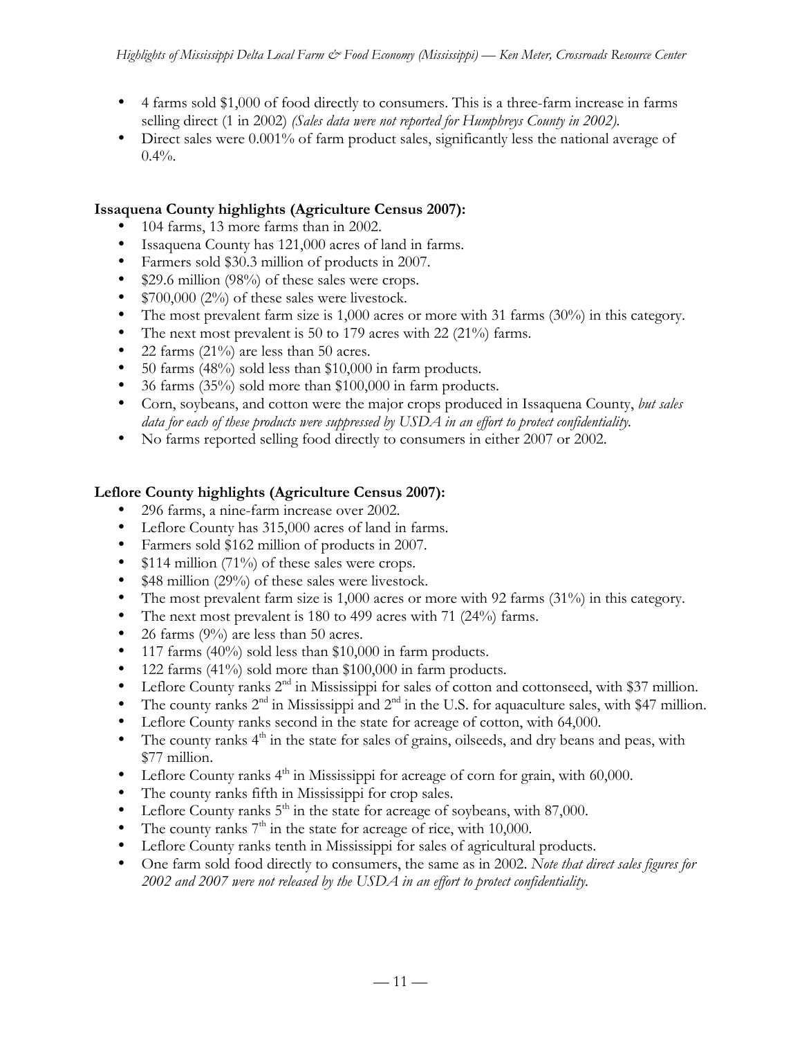- 4 farms sold $1,000 of food directly to consumers. This is a three-farm increase in farms selling direct (1 in 2002) *(Sales data were not reported for Humphreys County in 2002).*
- Direct sales were 0.001% of farm product sales, significantly less the national average of 0.4%.

**Issaquena County highlights (Agriculture Census 2007):**

- 104 farms, 13 more farms than in 2002.
- Issaquena County has 121,000 acres of land in farms.
- Farmers sold $30.3 million of products in 2007.
- $29.6 million (98%) of these sales were crops.
- $700,000 (2%) of these sales were livestock.
- The most prevalent farm size is 1,000 acres or more with 31 farms (30%) in this category.
- The next most prevalent is 50 to 179 acres with 22 (21%) farms.
- 22 farms (21%) are less than 50 acres.
- 50 farms (48%) sold less than $10,000 in farm products.
- 36 farms (35%) sold more than $100,000 in farm products.
- Corn, soybeans, and cotton were the major crops produced in Issaquena County, *but sales data for each of these products were suppressed by USDA in an effort to protect confidentiality.*
- No farms reported selling food directly to consumers in either 2007 or 2002.

**Leflore County highlights (Agriculture Census 2007):**

- 296 farms, a nine-farm increase over 2002.
- Leflore County has 315,000 acres of land in farms.
- Farmers sold $162 million of products in 2007.
- $114 million (71%) of these sales were crops.
- $48 million (29%) of these sales were livestock.
- The most prevalent farm size is 1,000 acres or more with 92 farms (31%) in this category.
- The next most prevalent is 180 to 499 acres with 71 (24%) farms.
- 26 farms (9%) are less than 50 acres.
- 117 farms (40%) sold less than $10,000 in farm products.
- 122 farms (41%) sold more than $100,000 in farm products.
- Leflore County ranks 2nd in Mississippi for sales of cotton and cottonseed, with $37 million.
- The county ranks 2nd in Mississippi and 2nd in the U.S. for aquaculture sales, with $47 million.
- Leflore County ranks second in the state for acreage of cotton, with 64,000.
- The county ranks 4th in the state for sales of grains, oilseeds, and dry beans and peas, with $77 million.
- Leflore County ranks 4th in Mississippi for acreage of corn for grain, with 60,000.
- The county ranks fifth in Mississippi for crop sales.
- Leflore County ranks 5th in the state for acreage of soybeans, with 87,000.
- The county ranks 7th in the state for acreage of rice, with 10,000.
- Leflore County ranks tenth in Mississippi for sales of agricultural products.
- One farm sold food directly to consumers, the same as in 2002. *Note that direct sales figures for 2002 and 2007 were not released by the USDA in an effort to protect confidentiality.*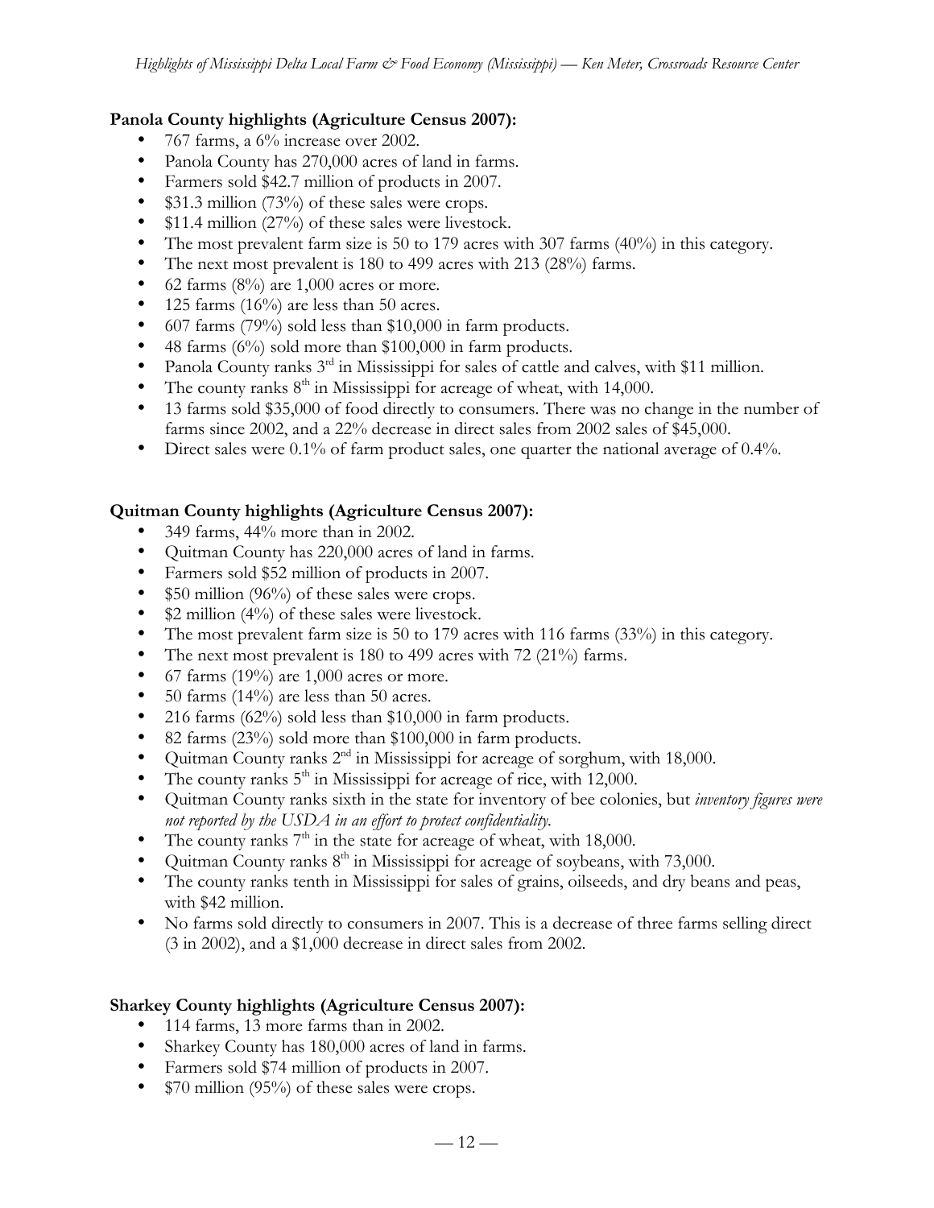**Panola County highlights (Agriculture Census 2007):**

- 767 farms, a 6% increase over 2002.
- Panola County has 270,000 acres of land in farms.
- Farmers sold $42.7 million of products in 2007.
- $31.3 million (73%) of these sales were crops.
- $11.4 million (27%) of these sales were livestock.
- The most prevalent farm size is 50 to 179 acres with 307 farms (40%) in this category.
- The next most prevalent is 180 to 499 acres with 213 (28%) farms.
- 62 farms (8%) are 1,000 acres or more.
- 125 farms (16%) are less than 50 acres.
- 607 farms (79%) sold less than $10,000 in farm products.
- 48 farms (6%) sold more than $100,000 in farm products.
- Panola County ranks 3rd in Mississippi for sales of cattle and calves, with $11 million.
- The county ranks 8th in Mississippi for acreage of wheat, with 14,000.
- 13 farms sold $35,000 of food directly to consumers. There was no change in the number of farms since 2002, and a 22% decrease in direct sales from 2002 sales of $45,000.
- Direct sales were 0.1% of farm product sales, one quarter the national average of 0.4%.

**Quitman County highlights (Agriculture Census 2007):**

- 349 farms, 44% more than in 2002.
- Quitman County has 220,000 acres of land in farms.
- Farmers sold $52 million of products in 2007.
- $50 million (96%) of these sales were crops.
- $2 million (4%) of these sales were livestock.
- The most prevalent farm size is 50 to 179 acres with 116 farms (33%) in this category.
- The next most prevalent is 180 to 499 acres with 72 (21%) farms.
- 67 farms (19%) are 1,000 acres or more.
- 50 farms (14%) are less than 50 acres.
- 216 farms (62%) sold less than $10,000 in farm products.
- 82 farms (23%) sold more than $100,000 in farm products.
- Quitman County ranks 2nd in Mississippi for acreage of sorghum, with 18,000.
- The county ranks 5th in Mississippi for acreage of rice, with 12,000.
- Quitman County ranks sixth in the state for inventory of bee colonies, but *inventory figures were not reported by the USDA in an effort to protect confidentiality*.
- The county ranks 7th in the state for acreage of wheat, with 18,000.
- Quitman County ranks 8th in Mississippi for acreage of soybeans, with 73,000.
- The county ranks tenth in Mississippi for sales of grains, oilseeds, and dry beans and peas, with $42 million.
- No farms sold directly to consumers in 2007. This is a decrease of three farms selling direct (3 in 2002), and a $1,000 decrease in direct sales from 2002.

**Sharkey County highlights (Agriculture Census 2007):**

- 114 farms, 13 more farms than in 2002.
- Sharkey County has 180,000 acres of land in farms.
- Farmers sold $74 million of products in 2007.
- $70 million (95%) of these sales were crops.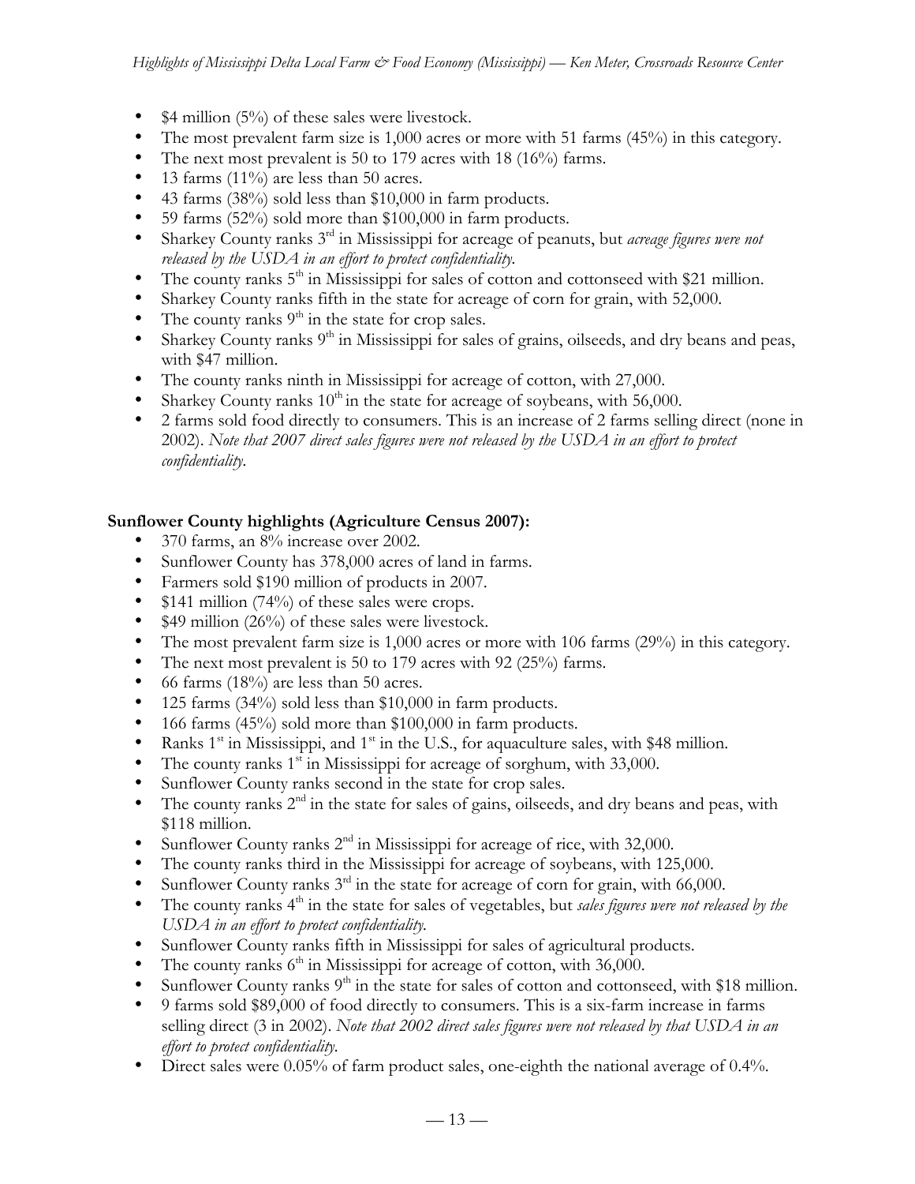- \$4 million (5%) of these sales were livestock.
- The most prevalent farm size is 1,000 acres or more with 51 farms (45%) in this category.
- The next most prevalent is 50 to 179 acres with 18 (16%) farms.
- 13 farms (11%) are less than 50 acres.
- 43 farms (38%) sold less than \$10,000 in farm products.
- 59 farms (52%) sold more than \$100,000 in farm products.
- Sharkey County ranks 3rd in Mississippi for acreage of peanuts, but *acreage figures were not released by the USDA in an effort to protect confidentiality.*
- The county ranks 5th in Mississippi for sales of cotton and cottonseed with \$21 million.
- Sharkey County ranks fifth in the state for acreage of corn for grain, with 52,000.
- The county ranks 9th in the state for crop sales.
- Sharkey County ranks 9th in Mississippi for sales of grains, oilseeds, and dry beans and peas, with \$47 million.
- The county ranks ninth in Mississippi for acreage of cotton, with 27,000.
- Sharkey County ranks 10th in the state for acreage of soybeans, with 56,000.
- 2 farms sold food directly to consumers. This is an increase of 2 farms selling direct (none in 2002). *Note that 2007 direct sales figures were not released by the USDA in an effort to protect confidentiality.*

**Sunflower County highlights (Agriculture Census 2007):**

- 370 farms, an 8% increase over 2002.
- Sunflower County has 378,000 acres of land in farms.
- Farmers sold \$190 million of products in 2007.
- \$141 million (74%) of these sales were crops.
- \$49 million (26%) of these sales were livestock.
- The most prevalent farm size is 1,000 acres or more with 106 farms (29%) in this category.
- The next most prevalent is 50 to 179 acres with 92 (25%) farms.
- 66 farms (18%) are less than 50 acres.
- 125 farms (34%) sold less than \$10,000 in farm products.
- 166 farms (45%) sold more than \$100,000 in farm products.
- Ranks 1st in Mississippi, and 1st in the U.S., for aquaculture sales, with \$48 million.
- The county ranks 1st in Mississippi for acreage of sorghum, with 33,000.
- Sunflower County ranks second in the state for crop sales.
- The county ranks 2nd in the state for sales of gains, oilseeds, and dry beans and peas, with \$118 million.
- Sunflower County ranks 2nd in Mississippi for acreage of rice, with 32,000.
- The county ranks third in the Mississippi for acreage of soybeans, with 125,000.
- Sunflower County ranks 3rd in the state for acreage of corn for grain, with 66,000.
- The county ranks 4th in the state for sales of vegetables, but *sales figures were not released by the USDA in an effort to protect confidentiality.*
- Sunflower County ranks fifth in Mississippi for sales of agricultural products.
- The county ranks 6th in Mississippi for acreage of cotton, with 36,000.
- Sunflower County ranks 9th in the state for sales of cotton and cottonseed, with \$18 million.
- 9 farms sold \$89,000 of food directly to consumers. This is a six-farm increase in farms selling direct (3 in 2002). *Note that 2002 direct sales figures were not released by that USDA in an effort to protect confidentiality.*
- Direct sales were 0.05% of farm product sales, one-eighth the national average of 0.4%.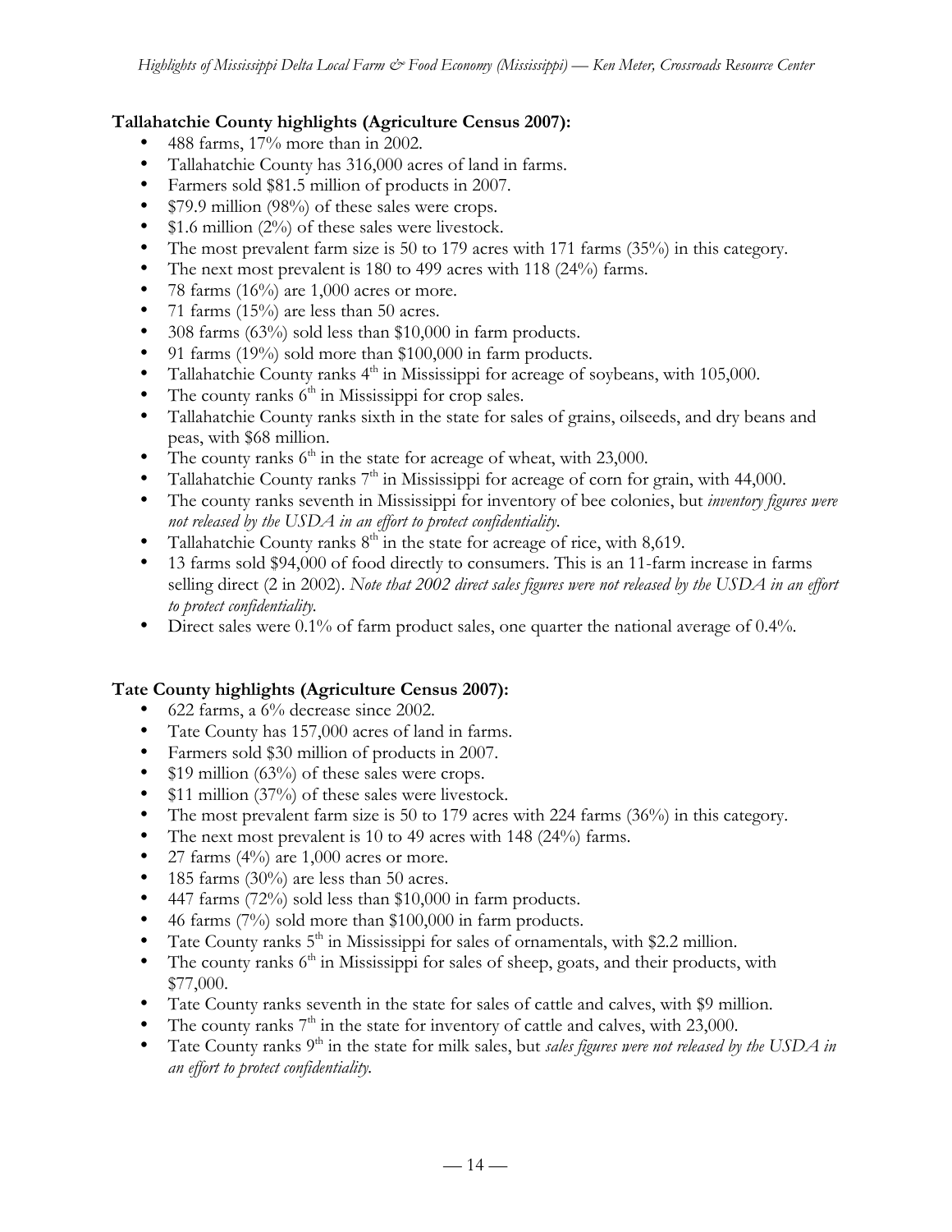**Tallahatchie County highlights (Agriculture Census 2007):**

- 488 farms, 17% more than in 2002.
- Tallahatchie County has 316,000 acres of land in farms.
- Farmers sold \$81.5 million of products in 2007.
- \$79.9 million (98%) of these sales were crops.
- \$1.6 million (2%) of these sales were livestock.
- The most prevalent farm size is 50 to 179 acres with 171 farms (35%) in this category.
- The next most prevalent is 180 to 499 acres with 118 (24%) farms.
- 78 farms (16%) are 1,000 acres or more.
- 71 farms (15%) are less than 50 acres.
- 308 farms (63%) sold less than \$10,000 in farm products.
- 91 farms (19%) sold more than \$100,000 in farm products.
- Tallahatchie County ranks 4th in Mississippi for acreage of soybeans, with 105,000.
- The county ranks 6th in Mississippi for crop sales.
- Tallahatchie County ranks sixth in the state for sales of grains, oilseeds, and dry beans and peas, with \$68 million.
- The county ranks 6th in the state for acreage of wheat, with 23,000.
- Tallahatchie County ranks 7th in Mississippi for acreage of corn for grain, with 44,000.
- The county ranks seventh in Mississippi for inventory of bee colonies, but *inventory figures were not released by the USDA in an effort to protect confidentiality*.
- Tallahatchie County ranks 8th in the state for acreage of rice, with 8,619.
- 13 farms sold \$94,000 of food directly to consumers. This is an 11-farm increase in farms selling direct (2 in 2002). *Note that 2002 direct sales figures were not released by the USDA in an effort to protect confidentiality.*
- Direct sales were 0.1% of farm product sales, one quarter the national average of 0.4%.

**Tate County highlights (Agriculture Census 2007):**

- 622 farms, a 6% decrease since 2002.
- Tate County has 157,000 acres of land in farms.
- Farmers sold \$30 million of products in 2007.
- \$19 million (63%) of these sales were crops.
- \$11 million (37%) of these sales were livestock.
- The most prevalent farm size is 50 to 179 acres with 224 farms (36%) in this category.
- The next most prevalent is 10 to 49 acres with 148 (24%) farms.
- 27 farms (4%) are 1,000 acres or more.
- 185 farms (30%) are less than 50 acres.
- 447 farms (72%) sold less than \$10,000 in farm products.
- 46 farms (7%) sold more than \$100,000 in farm products.
- Tate County ranks 5th in Mississippi for sales of ornamentals, with \$2.2 million.
- The county ranks 6th in Mississippi for sales of sheep, goats, and their products, with \$77,000.
- Tate County ranks seventh in the state for sales of cattle and calves, with \$9 million.
- The county ranks 7th in the state for inventory of cattle and calves, with 23,000.
- Tate County ranks 9th in the state for milk sales, but *sales figures were not released by the USDA in an effort to protect confidentiality.*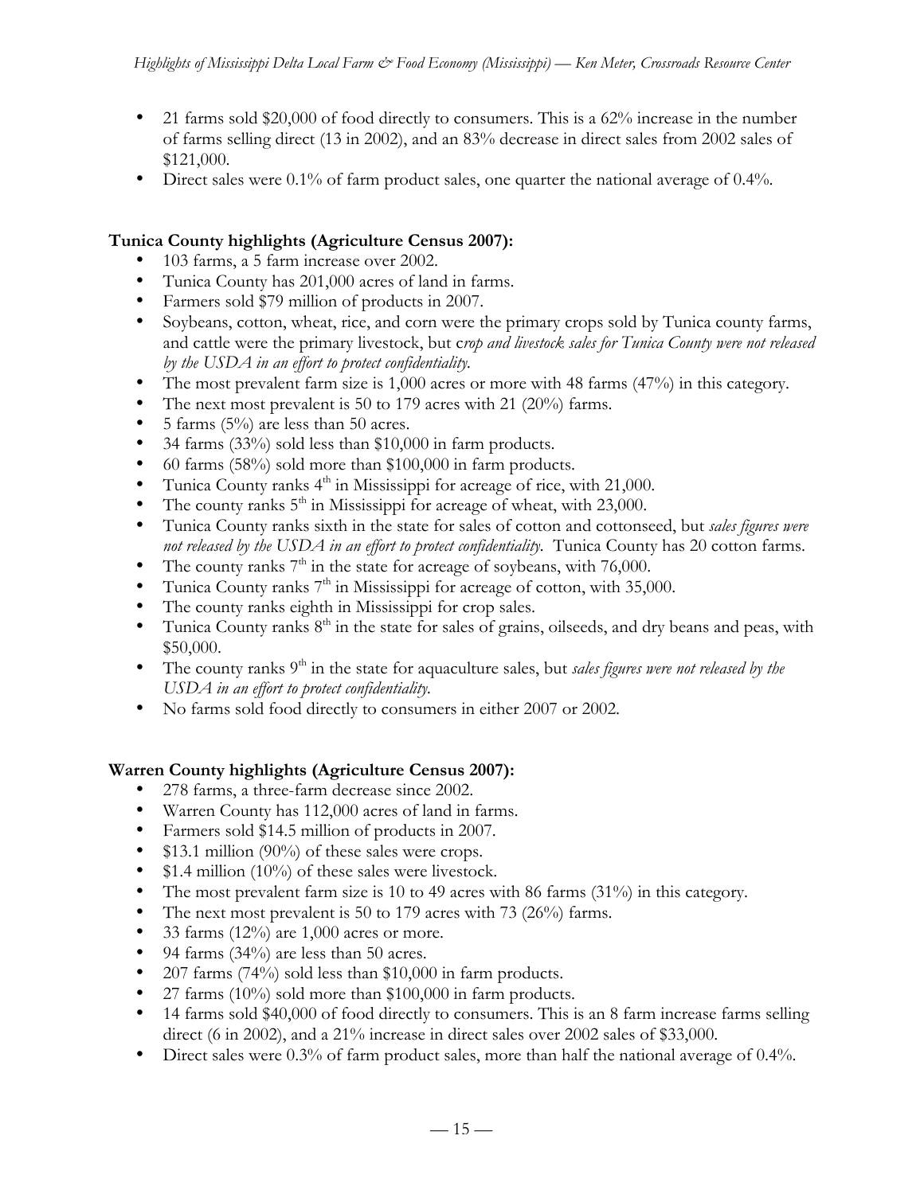- 21 farms sold $20,000 of food directly to consumers. This is a 62% increase in the number of farms selling direct (13 in 2002), and an 83% decrease in direct sales from 2002 sales of $121,000.
- Direct sales were 0.1% of farm product sales, one quarter the national average of 0.4%.

**Tunica County highlights (Agriculture Census 2007):**

- 103 farms, a 5 farm increase over 2002.
- Tunica County has 201,000 acres of land in farms.
- Farmers sold $79 million of products in 2007.
- Soybeans, cotton, wheat, rice, and corn were the primary crops sold by Tunica county farms, and cattle were the primary livestock, but c*rop and livestock sales for Tunica County were not released by the USDA in an effort to protect confidentiality.*
- The most prevalent farm size is 1,000 acres or more with 48 farms (47%) in this category.
- The next most prevalent is 50 to 179 acres with 21 (20%) farms.
- 5 farms (5%) are less than 50 acres.
- 34 farms (33%) sold less than $10,000 in farm products.
- 60 farms (58%) sold more than $100,000 in farm products.
- Tunica County ranks 4th in Mississippi for acreage of rice, with 21,000.
- The county ranks 5th in Mississippi for acreage of wheat, with 23,000.
- Tunica County ranks sixth in the state for sales of cotton and cottonseed, but *sales figures were not released by the USDA in an effort to protect confidentiality.* Tunica County has 20 cotton farms.
- The county ranks 7th in the state for acreage of soybeans, with 76,000.
- Tunica County ranks 7th in Mississippi for acreage of cotton, with 35,000.
- The county ranks eighth in Mississippi for crop sales.
- Tunica County ranks 8th in the state for sales of grains, oilseeds, and dry beans and peas, with $50,000.
- The county ranks 9th in the state for aquaculture sales, but *sales figures were not released by the USDA in an effort to protect confidentiality.*
- No farms sold food directly to consumers in either 2007 or 2002.

**Warren County highlights (Agriculture Census 2007):**

- 278 farms, a three-farm decrease since 2002.
- Warren County has 112,000 acres of land in farms.
- Farmers sold $14.5 million of products in 2007.
- $13.1 million (90%) of these sales were crops.
- $1.4 million (10%) of these sales were livestock.
- The most prevalent farm size is 10 to 49 acres with 86 farms (31%) in this category.
- The next most prevalent is 50 to 179 acres with 73 (26%) farms.
- 33 farms (12%) are 1,000 acres or more.
- 94 farms (34%) are less than 50 acres.
- 207 farms (74%) sold less than $10,000 in farm products.
- 27 farms (10%) sold more than $100,000 in farm products.
- 14 farms sold $40,000 of food directly to consumers. This is an 8 farm increase farms selling direct (6 in 2002), and a 21% increase in direct sales over 2002 sales of $33,000.
- Direct sales were 0.3% of farm product sales, more than half the national average of 0.4%.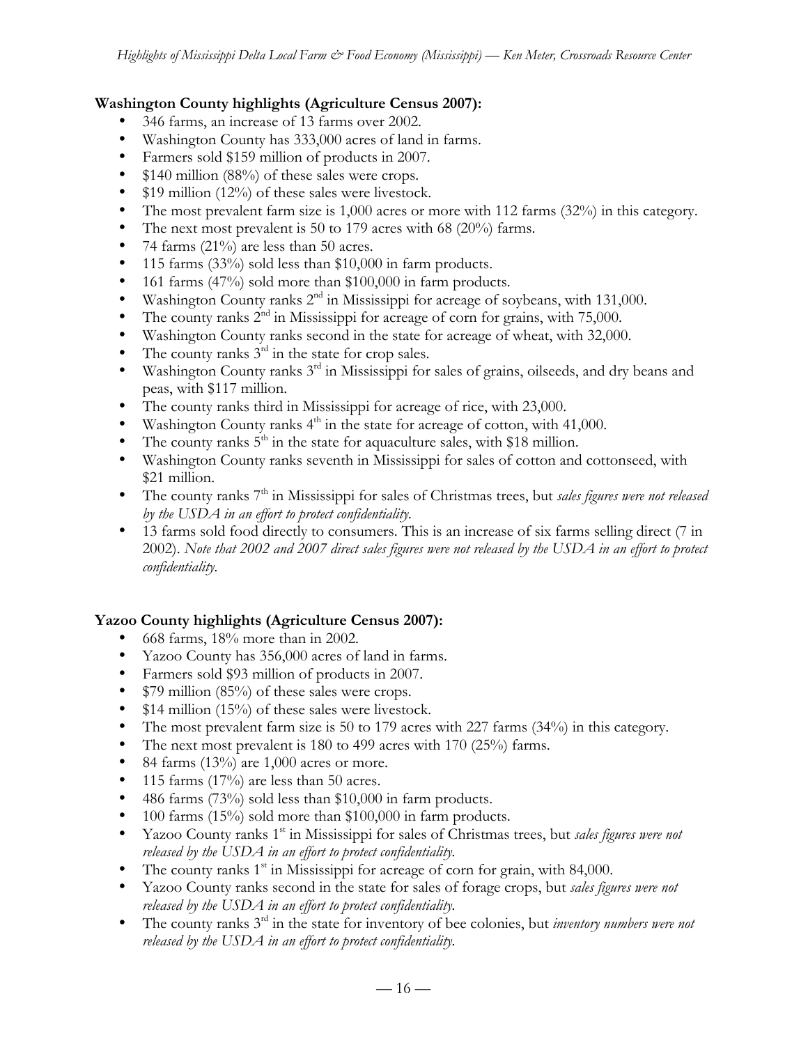**Washington County highlights (Agriculture Census 2007):**

- 346 farms, an increase of 13 farms over 2002.
- Washington County has 333,000 acres of land in farms.
- Farmers sold $159 million of products in 2007.
- $140 million (88%) of these sales were crops.
- $19 million (12%) of these sales were livestock.
- The most prevalent farm size is 1,000 acres or more with 112 farms (32%) in this category.
- The next most prevalent is 50 to 179 acres with 68 (20%) farms.
- 74 farms (21%) are less than 50 acres.
- 115 farms (33%) sold less than $10,000 in farm products.
- 161 farms (47%) sold more than $100,000 in farm products.
- Washington County ranks 2nd in Mississippi for acreage of soybeans, with 131,000.
- The county ranks 2nd in Mississippi for acreage of corn for grains, with 75,000.
- Washington County ranks second in the state for acreage of wheat, with 32,000.
- The county ranks 3rd in the state for crop sales.
- Washington County ranks 3rd in Mississippi for sales of grains, oilseeds, and dry beans and peas, with $117 million.
- The county ranks third in Mississippi for acreage of rice, with 23,000.
- Washington County ranks 4th in the state for acreage of cotton, with 41,000.
- The county ranks 5th in the state for aquaculture sales, with $18 million.
- Washington County ranks seventh in Mississippi for sales of cotton and cottonseed, with $21 million.
- The county ranks 7th in Mississippi for sales of Christmas trees, but *sales figures were not released by the USDA in an effort to protect confidentiality.*
- 13 farms sold food directly to consumers. This is an increase of six farms selling direct (7 in 2002). *Note that 2002 and 2007 direct sales figures were not released by the USDA in an effort to protect confidentiality.*

**Yazoo County highlights (Agriculture Census 2007):**

- 668 farms, 18% more than in 2002.
- Yazoo County has 356,000 acres of land in farms.
- Farmers sold $93 million of products in 2007.
- $79 million (85%) of these sales were crops.
- $14 million (15%) of these sales were livestock.
- The most prevalent farm size is 50 to 179 acres with 227 farms (34%) in this category.
- The next most prevalent is 180 to 499 acres with 170 (25%) farms.
- 84 farms (13%) are 1,000 acres or more.
- 115 farms (17%) are less than 50 acres.
- 486 farms (73%) sold less than $10,000 in farm products.
- 100 farms (15%) sold more than $100,000 in farm products.
- Yazoo County ranks 1st in Mississippi for sales of Christmas trees, but *sales figures were not released by the USDA in an effort to protect confidentiality.*
- The county ranks 1st in Mississippi for acreage of corn for grain, with 84,000.
- Yazoo County ranks second in the state for sales of forage crops, but *sales figures were not released by the USDA in an effort to protect confidentiality.*
- The county ranks 3rd in the state for inventory of bee colonies, but *inventory numbers were not released by the USDA in an effort to protect confidentiality.*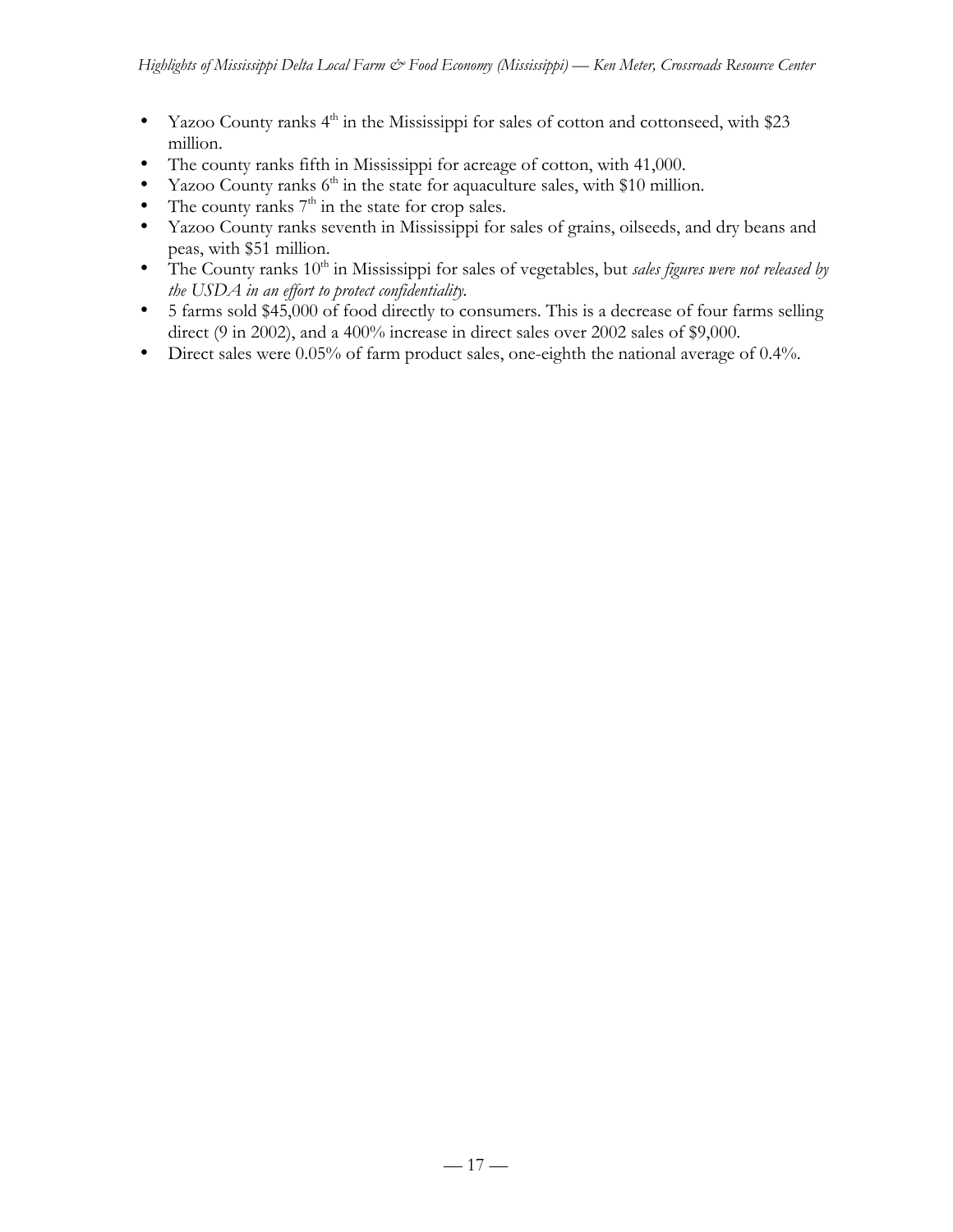- Yazoo County ranks 4th in the Mississippi for sales of cotton and cottonseed, with $23 million.
- The county ranks fifth in Mississippi for acreage of cotton, with 41,000.
- Yazoo County ranks 6th in the state for aquaculture sales, with $10 million.
- The county ranks 7th in the state for crop sales.
- Yazoo County ranks seventh in Mississippi for sales of grains, oilseeds, and dry beans and peas, with $51 million.
- The County ranks 10th in Mississippi for sales of vegetables, but *sales figures were not released by the USDA in an effort to protect confidentiality.*
- 5 farms sold $45,000 of food directly to consumers. This is a decrease of four farms selling direct (9 in 2002), and a 400% increase in direct sales over 2002 sales of $9,000.
- Direct sales were 0.05% of farm product sales, one-eighth the national average of 0.4%.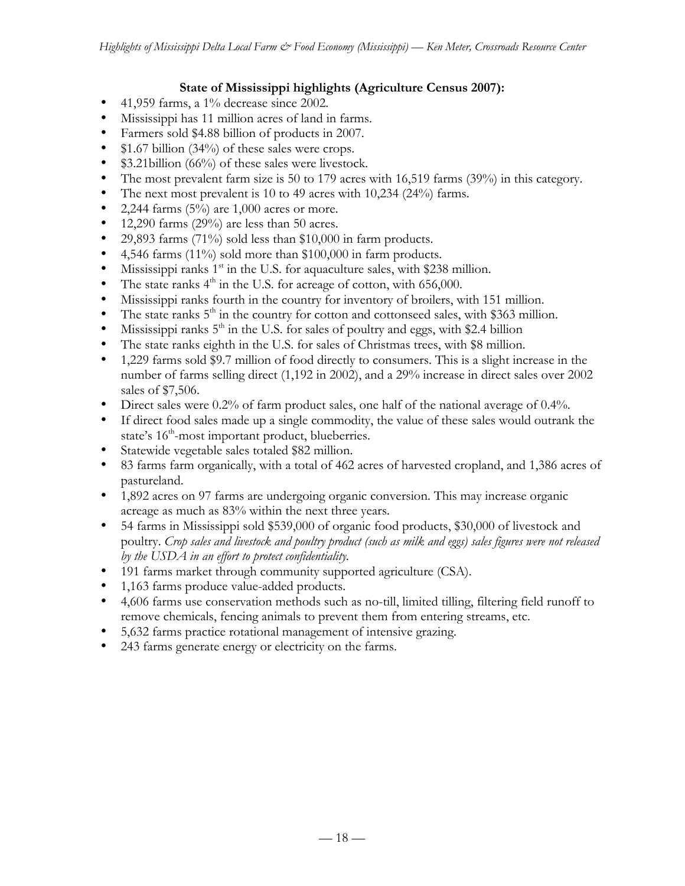**State of Mississippi highlights (Agriculture Census 2007):**

- 41,959 farms, a 1% decrease since 2002.
- Mississippi has 11 million acres of land in farms.
- Farmers sold \$4.88 billion of products in 2007.
- \$1.67 billion (34%) of these sales were crops.
- \$3.21billion (66%) of these sales were livestock.
- The most prevalent farm size is 50 to 179 acres with 16,519 farms (39%) in this category.
- The next most prevalent is 10 to 49 acres with 10,234 (24%) farms.
- 2,244 farms (5%) are 1,000 acres or more.
- 12,290 farms (29%) are less than 50 acres.
- 29,893 farms (71%) sold less than \$10,000 in farm products.
- 4,546 farms (11%) sold more than \$100,000 in farm products.
- Mississippi ranks 1st in the U.S. for aquaculture sales, with \$238 million.
- The state ranks 4th in the U.S. for acreage of cotton, with 656,000.
- Mississippi ranks fourth in the country for inventory of broilers, with 151 million.
- The state ranks 5th in the country for cotton and cottonseed sales, with \$363 million.
- Mississippi ranks 5th in the U.S. for sales of poultry and eggs, with \$2.4 billion
- The state ranks eighth in the U.S. for sales of Christmas trees, with \$8 million.
- 1,229 farms sold \$9.7 million of food directly to consumers. This is a slight increase in the number of farms selling direct (1,192 in 2002), and a 29% increase in direct sales over 2002 sales of \$7,506.
- Direct sales were 0.2% of farm product sales, one half of the national average of 0.4%.
- If direct food sales made up a single commodity, the value of these sales would outrank the state's 16th-most important product, blueberries.
- Statewide vegetable sales totaled \$82 million.
- 83 farms farm organically, with a total of 462 acres of harvested cropland, and 1,386 acres of pastureland.
- 1,892 acres on 97 farms are undergoing organic conversion. This may increase organic acreage as much as 83% within the next three years.
- 54 farms in Mississippi sold \$539,000 of organic food products, \$30,000 of livestock and poultry. *Crop sales and livestock and poultry product (such as milk and eggs) sales figures were not released by the USDA in an effort to protect confidentiality.*
- 191 farms market through community supported agriculture (CSA).
- 1,163 farms produce value-added products.
- 4,606 farms use conservation methods such as no-till, limited tilling, filtering field runoff to remove chemicals, fencing animals to prevent them from entering streams, etc.
- 5,632 farms practice rotational management of intensive grazing.
- 243 farms generate energy or electricity on the farms.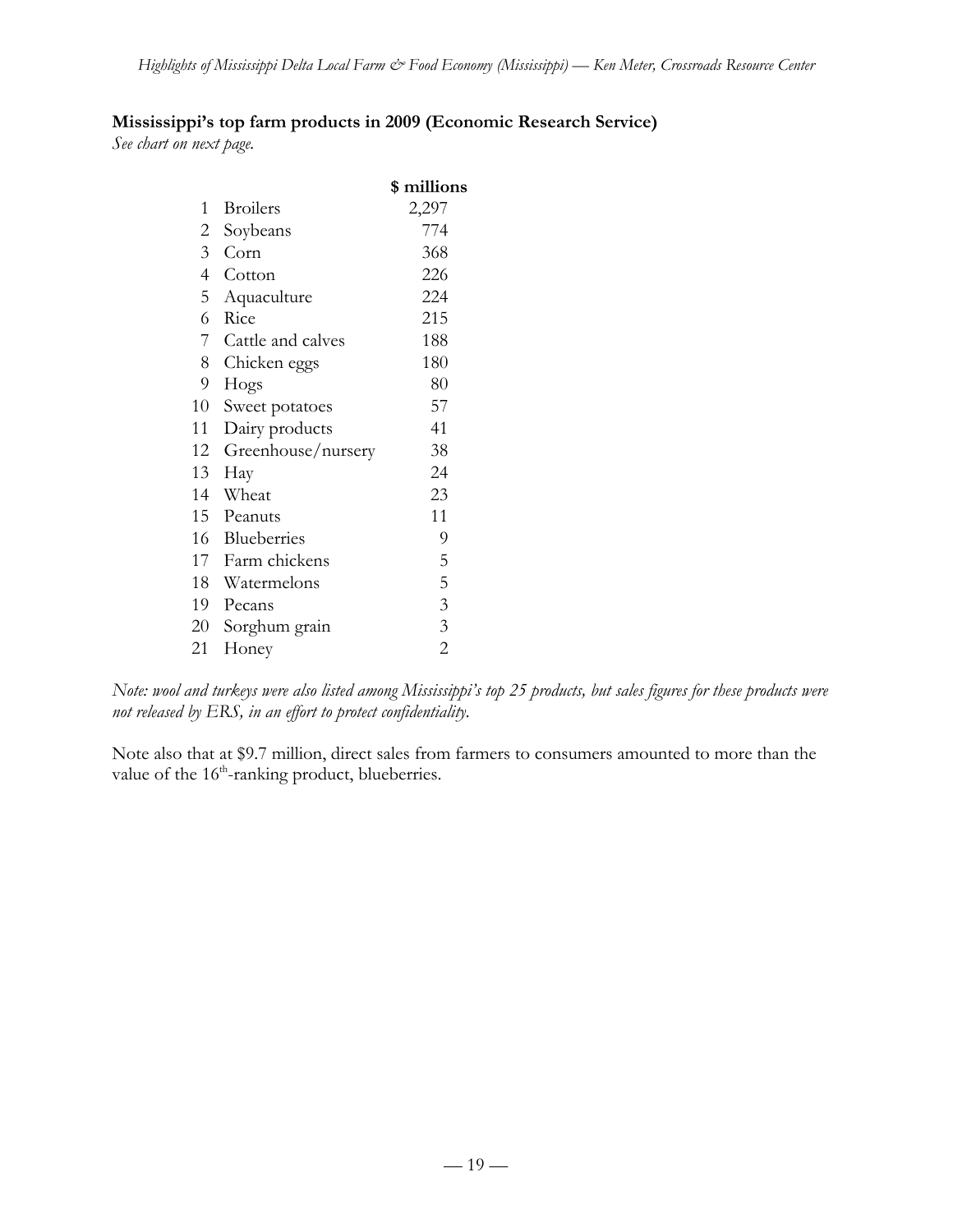**Mississippi's top farm products in 2009 (Economic Research Service)**

*See chart on next page.*

| | | $ millions |
|---|---|---|
| 1 | Broilers | 2,297 |
| 2 | Soybeans | 774 |
| 3 | Corn | 368 |
| 4 | Cotton | 226 |
| 5 | Aquaculture | 224 |
| 6 | Rice | 215 |
| 7 | Cattle and calves | 188 |
| 8 | Chicken eggs | 180 |
| 9 | Hogs | 80 |
| 10 | Sweet potatoes | 57 |
| 11 | Dairy products | 41 |
| 12 | Greenhouse/nursery | 38 |
| 13 | Hay | 24 |
| 14 | Wheat | 23 |
| 15 | Peanuts | 11 |
| 16 | Blueberries | 9 |
| 17 | Farm chickens | 5 |
| 18 | Watermelons | 5 |
| 19 | Pecans | 3 |
| 20 | Sorghum grain | 3 |
| 21 | Honey | 2 |

*Note: wool and turkeys were also listed among Mississippi's top 25 products, but sales figures for these products were not released by ERS, in an effort to protect confidentiality.*

Note also that at $9.7 million, direct sales from farmers to consumers amounted to more than the value of the 16th-ranking product, blueberries.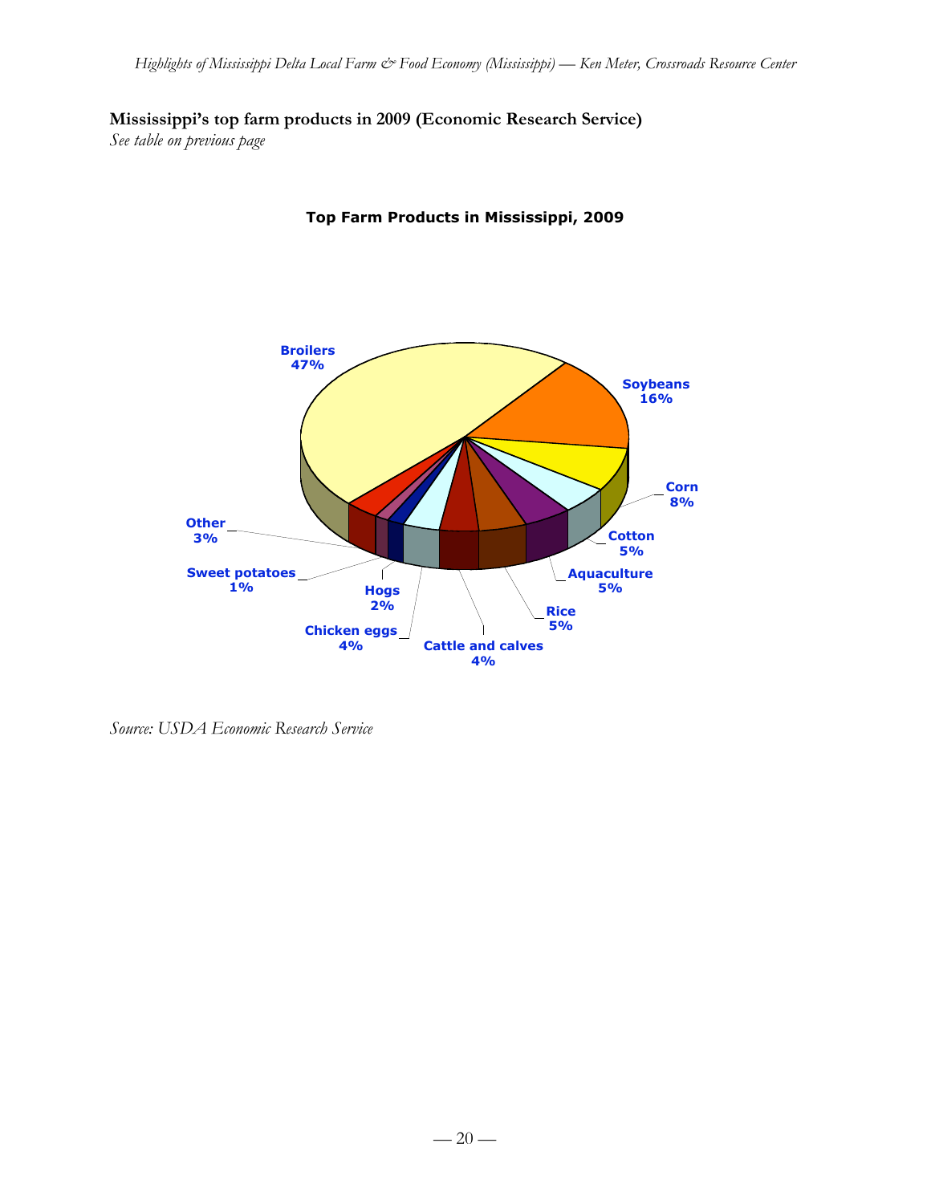**Mississippi's top farm products in 2009 (Economic Research Service)**
*See table on previous page*

**Top Farm Products in Mississippi, 2009**

Broilers 47%
Soybeans 16%
Corn 8%
Cotton 5%
Aquaculture 5%
Rice 5%
Cattle and calves 4%
Chicken eggs 4%
Hogs 2%
Sweet potatoes 1%
Other 3%

*Source: USDA Economic Research Service*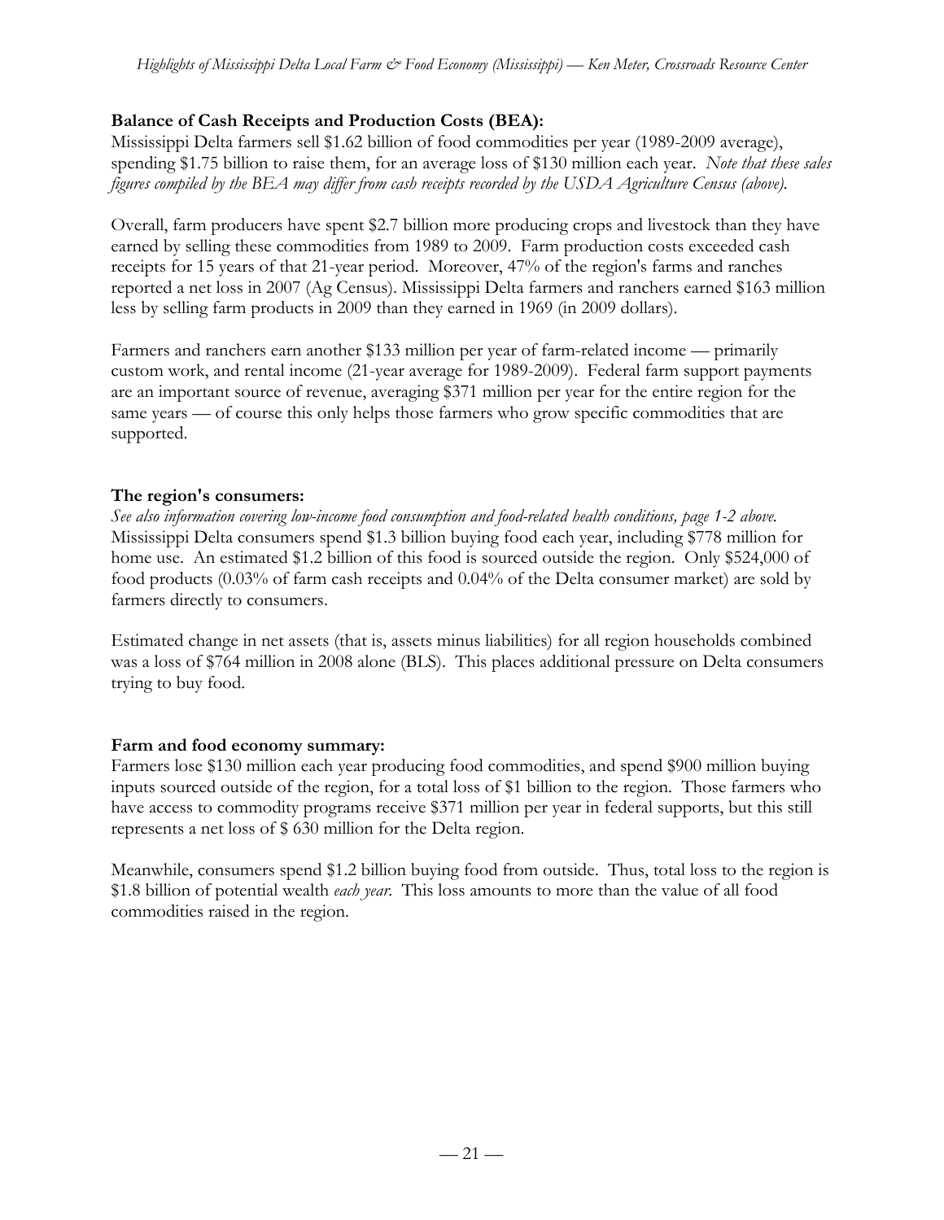**Balance of Cash Receipts and Production Costs (BEA):**

Mississippi Delta farmers sell $1.62 billion of food commodities per year (1989-2009 average), spending $1.75 billion to raise them, for an average loss of $130 million each year. *Note that these sales figures compiled by the BEA may differ from cash receipts recorded by the USDA Agriculture Census (above).*

Overall, farm producers have spent $2.7 billion more producing crops and livestock than they have earned by selling these commodities from 1989 to 2009. Farm production costs exceeded cash receipts for 15 years of that 21-year period. Moreover, 47% of the region's farms and ranches reported a net loss in 2007 (Ag Census). Mississippi Delta farmers and ranchers earned $163 million less by selling farm products in 2009 than they earned in 1969 (in 2009 dollars).

Farmers and ranchers earn another $133 million per year of farm-related income — primarily custom work, and rental income (21-year average for 1989-2009). Federal farm support payments are an important source of revenue, averaging $371 million per year for the entire region for the same years — of course this only helps those farmers who grow specific commodities that are supported.

**The region's consumers:**

*See also information covering low-income food consumption and food-related health conditions, page 1-2 above.*
Mississippi Delta consumers spend $1.3 billion buying food each year, including $778 million for home use. An estimated $1.2 billion of this food is sourced outside the region. Only $524,000 of food products (0.03% of farm cash receipts and 0.04% of the Delta consumer market) are sold by farmers directly to consumers.

Estimated change in net assets (that is, assets minus liabilities) for all region households combined was a loss of $764 million in 2008 alone (BLS). This places additional pressure on Delta consumers trying to buy food.

**Farm and food economy summary:**

Farmers lose $130 million each year producing food commodities, and spend $900 million buying inputs sourced outside of the region, for a total loss of $1 billion to the region. Those farmers who have access to commodity programs receive $371 million per year in federal supports, but this still represents a net loss of $ 630 million for the Delta region.

Meanwhile, consumers spend $1.2 billion buying food from outside. Thus, total loss to the region is $1.8 billion of potential wealth *each year*. This loss amounts to more than the value of all food commodities raised in the region.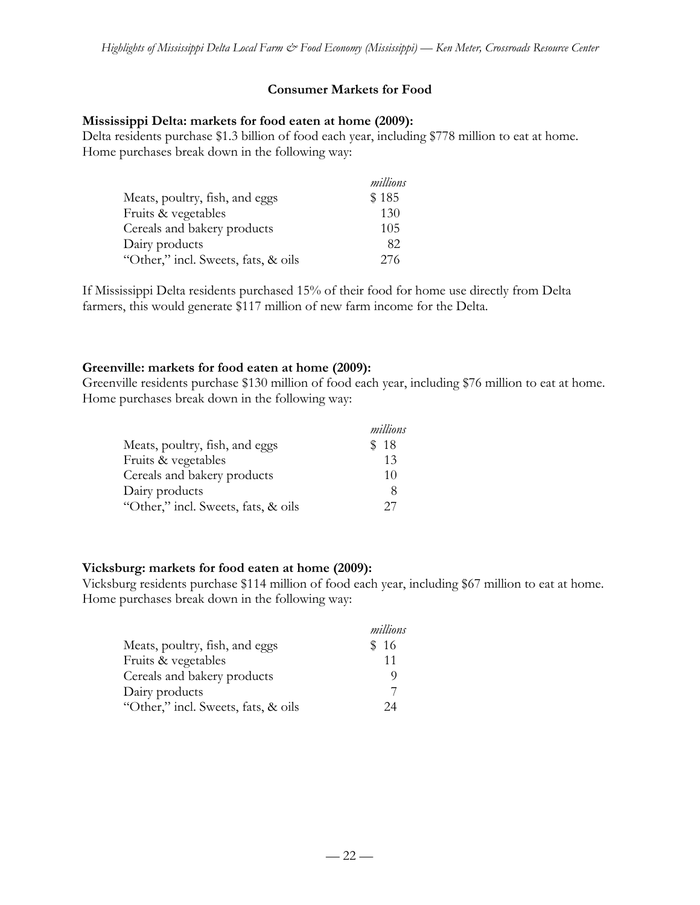## Consumer Markets for Food

### Mississippi Delta: markets for food eaten at home (2009):

Delta residents purchase $1.3 billion of food each year, including $778 million to eat at home. Home purchases break down in the following way:

| | *millions* |
|---|---|
| Meats, poultry, fish, and eggs | $ 185 |
| Fruits & vegetables | 130 |
| Cereals and bakery products | 105 |
| Dairy products | 82 |
| "Other," incl. Sweets, fats, & oils | 276 |

If Mississippi Delta residents purchased 15% of their food for home use directly from Delta farmers, this would generate $117 million of new farm income for the Delta.

### Greenville: markets for food eaten at home (2009):

Greenville residents purchase $130 million of food each year, including $76 million to eat at home. Home purchases break down in the following way:

| | *millions* |
|---|---|
| Meats, poultry, fish, and eggs | $ 18 |
| Fruits & vegetables | 13 |
| Cereals and bakery products | 10 |
| Dairy products | 8 |
| "Other," incl. Sweets, fats, & oils | 27 |

### Vicksburg: markets for food eaten at home (2009):

Vicksburg residents purchase $114 million of food each year, including $67 million to eat at home. Home purchases break down in the following way:

| | *millions* |
|---|---|
| Meats, poultry, fish, and eggs | $ 16 |
| Fruits & vegetables | 11 |
| Cereals and bakery products | 9 |
| Dairy products | 7 |
| "Other," incl. Sweets, fats, & oils | 24 |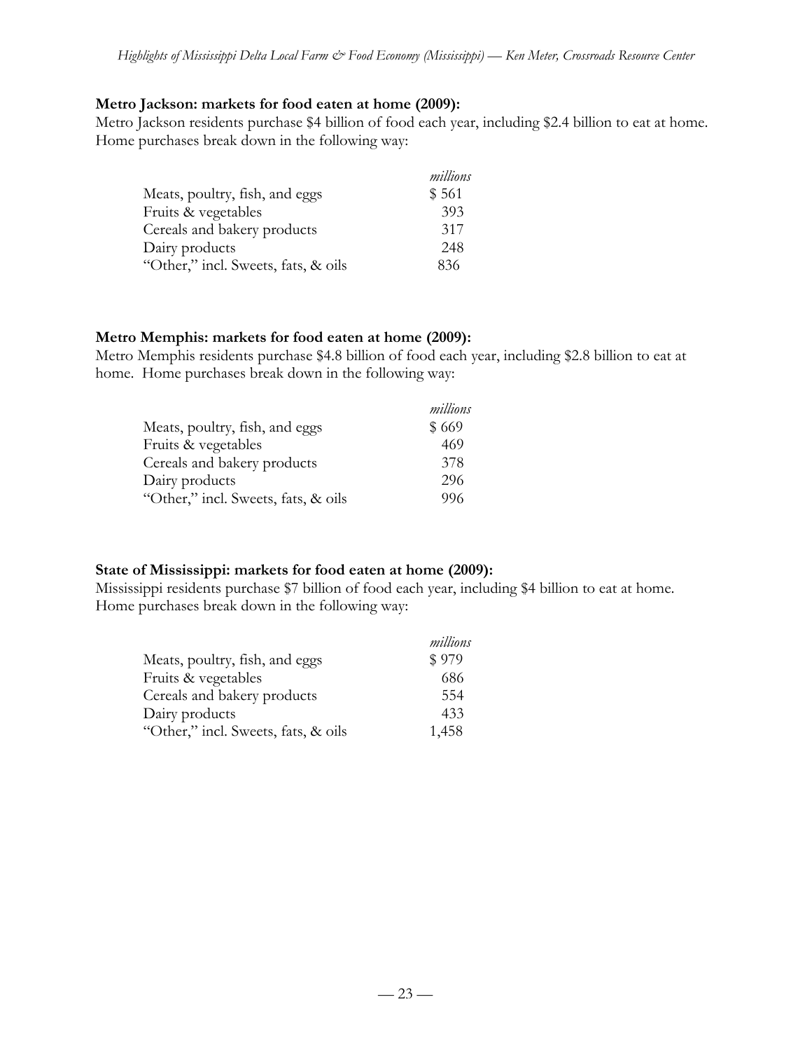**Metro Jackson: markets for food eaten at home (2009):**

Metro Jackson residents purchase $4 billion of food each year, including $2.4 billion to eat at home. Home purchases break down in the following way:

| | *millions* |
|---|---|
| Meats, poultry, fish, and eggs | $ 561 |
| Fruits & vegetables | 393 |
| Cereals and bakery products | 317 |
| Dairy products | 248 |
| "Other," incl. Sweets, fats, & oils | 836 |

**Metro Memphis: markets for food eaten at home (2009):**

Metro Memphis residents purchase $4.8 billion of food each year, including $2.8 billion to eat at home. Home purchases break down in the following way:

| | *millions* |
|---|---|
| Meats, poultry, fish, and eggs | $ 669 |
| Fruits & vegetables | 469 |
| Cereals and bakery products | 378 |
| Dairy products | 296 |
| "Other," incl. Sweets, fats, & oils | 996 |

**State of Mississippi: markets for food eaten at home (2009):**

Mississippi residents purchase $7 billion of food each year, including $4 billion to eat at home. Home purchases break down in the following way:

| | *millions* |
|---|---|
| Meats, poultry, fish, and eggs | $ 979 |
| Fruits & vegetables | 686 |
| Cereals and bakery products | 554 |
| Dairy products | 433 |
| "Other," incl. Sweets, fats, & oils | 1,458 |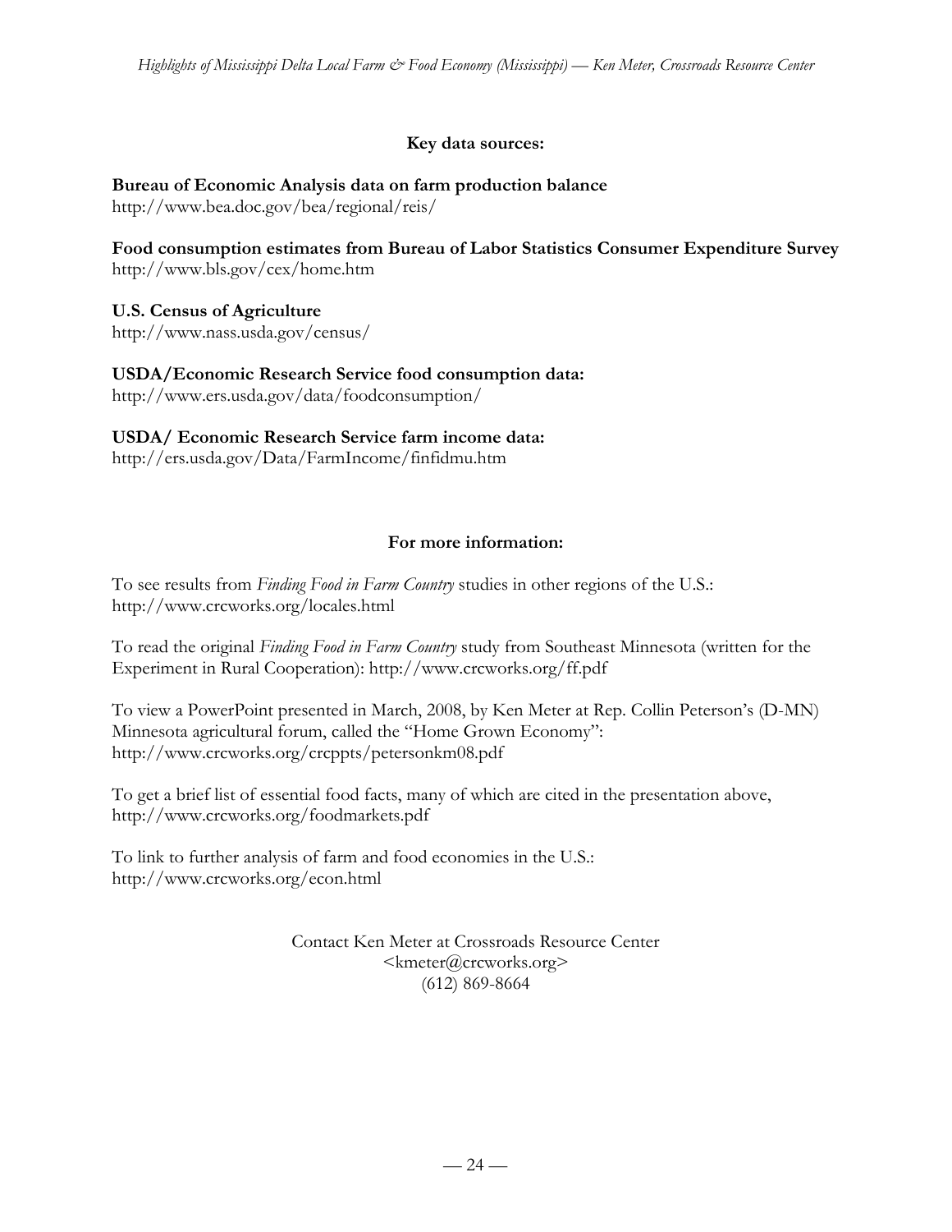**Key data sources:**

**Bureau of Economic Analysis data on farm production balance**
http://www.bea.doc.gov/bea/regional/reis/

**Food consumption estimates from Bureau of Labor Statistics Consumer Expenditure Survey**
http://www.bls.gov/cex/home.htm

**U.S. Census of Agriculture**
http://www.nass.usda.gov/census/

**USDA/Economic Research Service food consumption data:**
http://www.ers.usda.gov/data/foodconsumption/

**USDA/ Economic Research Service farm income data:**
http://ers.usda.gov/Data/FarmIncome/finfidmu.htm

**For more information:**

To see results from *Finding Food in Farm Country* studies in other regions of the U.S.: http://www.crcworks.org/locales.html

To read the original *Finding Food in Farm Country* study from Southeast Minnesota (written for the Experiment in Rural Cooperation): http://www.crcworks.org/ff.pdf

To view a PowerPoint presented in March, 2008, by Ken Meter at Rep. Collin Peterson's (D-MN) Minnesota agricultural forum, called the "Home Grown Economy": http://www.crcworks.org/crcppts/petersonkm08.pdf

To get a brief list of essential food facts, many of which are cited in the presentation above, http://www.crcworks.org/foodmarkets.pdf

To link to further analysis of farm and food economies in the U.S.: http://www.crcworks.org/econ.html

Contact Ken Meter at Crossroads Resource Center
<kmeter@crcworks.org>
(612) 869-8664